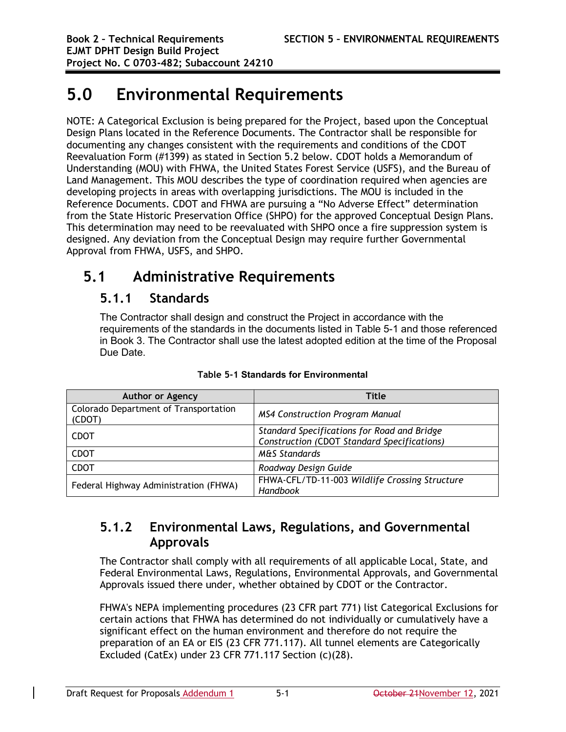# 5.0 Environmental Requirements

NOTE: A Categorical Exclusion is being prepared for the Project, based upon the Conceptual Design Plans located in the Reference Documents. The Contractor shall be responsible for documenting any changes consistent with the requirements and conditions of the CDOT Reevaluation Form (#1399) as stated in Section 5.2 below. CDOT holds a Memorandum of Understanding (MOU) with FHWA, the United States Forest Service (USFS), and the Bureau of Land Management. This MOU describes the type of coordination required when agencies are developing projects in areas with overlapping jurisdictions. The MOU is included in the Reference Documents. CDOT and FHWA are pursuing a "No Adverse Effect" determination from the State Historic Preservation Office (SHPO) for the approved Conceptual Design Plans. This determination may need to be reevaluated with SHPO once a fire suppression system is designed. Any deviation from the Conceptual Design may require further Governmental Approval from FHWA, USFS, and SHPO.

## 5.1 Administrative Requirements

### 5.1.1 Standards

The Contractor shall design and construct the Project in accordance with the requirements of the standards in the documents listed in Table 5-1 and those referenced in Book 3. The Contractor shall use the latest adopted edition at the time of the Proposal Due Date.

**Table 5-1 Standards for Environmental**

| Author or Agency | Title |
|---|---|
| Colorado Department of Transportation (CDOT) | *MS4 Construction Program Manual* |
| CDOT | *Standard Specifications for Road and Bridge Construction (CDOT Standard Specifications)* |
| CDOT | *M&S Standards* |
| CDOT | *Roadway Design Guide* |
| Federal Highway Administration (FHWA) | FHWA-CFL/TD-11-003 *Wildlife Crossing Structure Handbook* |

### 5.1.2 Environmental Laws, Regulations, and Governmental Approvals

The Contractor shall comply with all requirements of all applicable Local, State, and Federal Environmental Laws, Regulations, Environmental Approvals, and Governmental Approvals issued there under, whether obtained by CDOT or the Contractor.

FHWA's NEPA implementing procedures (23 CFR part 771) list Categorical Exclusions for certain actions that FHWA has determined do not individually or cumulatively have a significant effect on the human environment and therefore do not require the preparation of an EA or EIS (23 CFR 771.117). All tunnel elements are Categorically Excluded (CatEx) under 23 CFR 771.117 Section (c)(28).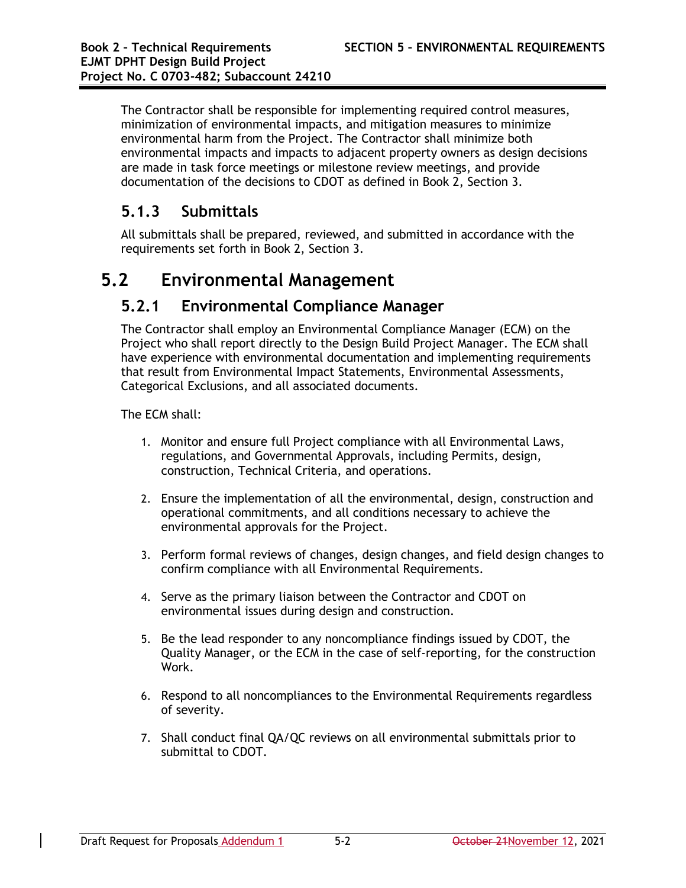The Contractor shall be responsible for implementing required control measures, minimization of environmental impacts, and mitigation measures to minimize environmental harm from the Project. The Contractor shall minimize both environmental impacts and impacts to adjacent property owners as design decisions are made in task force meetings or milestone review meetings, and provide documentation of the decisions to CDOT as defined in Book 2, Section 3.

### 5.1.3 Submittals

All submittals shall be prepared, reviewed, and submitted in accordance with the requirements set forth in Book 2, Section 3.

## 5.2 Environmental Management

### 5.2.1 Environmental Compliance Manager

The Contractor shall employ an Environmental Compliance Manager (ECM) on the Project who shall report directly to the Design Build Project Manager. The ECM shall have experience with environmental documentation and implementing requirements that result from Environmental Impact Statements, Environmental Assessments, Categorical Exclusions, and all associated documents.

The ECM shall:

1. Monitor and ensure full Project compliance with all Environmental Laws, regulations, and Governmental Approvals, including Permits, design, construction, Technical Criteria, and operations.

2. Ensure the implementation of all the environmental, design, construction and operational commitments, and all conditions necessary to achieve the environmental approvals for the Project.

3. Perform formal reviews of changes, design changes, and field design changes to confirm compliance with all Environmental Requirements.

4. Serve as the primary liaison between the Contractor and CDOT on environmental issues during design and construction.

5. Be the lead responder to any noncompliance findings issued by CDOT, the Quality Manager, or the ECM in the case of self-reporting, for the construction Work.

6. Respond to all noncompliances to the Environmental Requirements regardless of severity.

7. Shall conduct final QA/QC reviews on all environmental submittals prior to submittal to CDOT.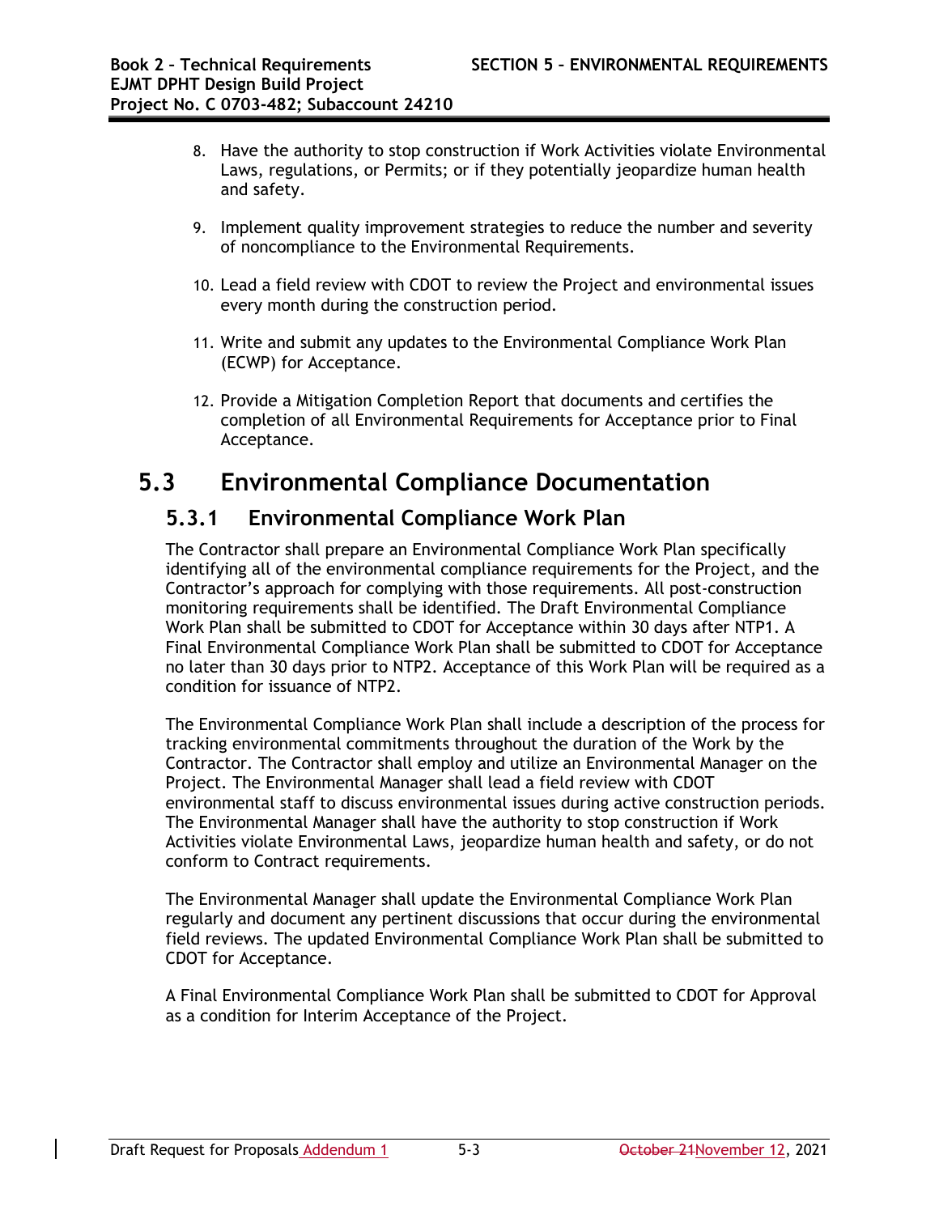8. Have the authority to stop construction if Work Activities violate Environmental Laws, regulations, or Permits; or if they potentially jeopardize human health and safety.

9. Implement quality improvement strategies to reduce the number and severity of noncompliance to the Environmental Requirements.

10. Lead a field review with CDOT to review the Project and environmental issues every month during the construction period.

11. Write and submit any updates to the Environmental Compliance Work Plan (ECWP) for Acceptance.

12. Provide a Mitigation Completion Report that documents and certifies the completion of all Environmental Requirements for Acceptance prior to Final Acceptance.

# 5.3 Environmental Compliance Documentation

## 5.3.1 Environmental Compliance Work Plan

The Contractor shall prepare an Environmental Compliance Work Plan specifically identifying all of the environmental compliance requirements for the Project, and the Contractor's approach for complying with those requirements. All post-construction monitoring requirements shall be identified. The Draft Environmental Compliance Work Plan shall be submitted to CDOT for Acceptance within 30 days after NTP1. A Final Environmental Compliance Work Plan shall be submitted to CDOT for Acceptance no later than 30 days prior to NTP2. Acceptance of this Work Plan will be required as a condition for issuance of NTP2.

The Environmental Compliance Work Plan shall include a description of the process for tracking environmental commitments throughout the duration of the Work by the Contractor. The Contractor shall employ and utilize an Environmental Manager on the Project. The Environmental Manager shall lead a field review with CDOT environmental staff to discuss environmental issues during active construction periods. The Environmental Manager shall have the authority to stop construction if Work Activities violate Environmental Laws, jeopardize human health and safety, or do not conform to Contract requirements.

The Environmental Manager shall update the Environmental Compliance Work Plan regularly and document any pertinent discussions that occur during the environmental field reviews. The updated Environmental Compliance Work Plan shall be submitted to CDOT for Acceptance.

A Final Environmental Compliance Work Plan shall be submitted to CDOT for Approval as a condition for Interim Acceptance of the Project.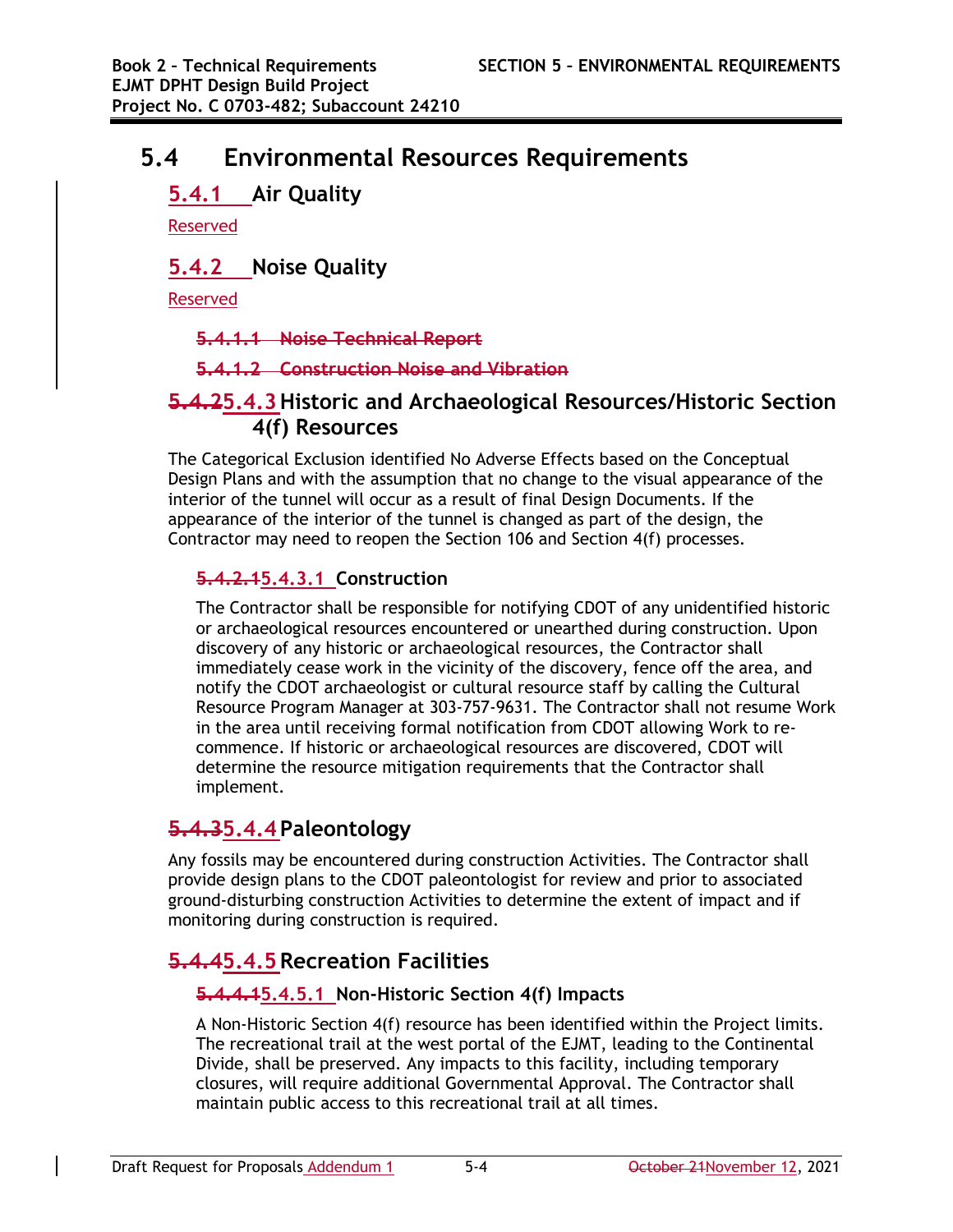# 5.4 Environmental Resources Requirements

## 5.4.1 Air Quality

Reserved

## 5.4.2 Noise Quality

Reserved

### ~~5.4.1.1 Noise Technical Report~~

### ~~5.4.1.2 Construction Noise and Vibration~~

## ~~5.4.2~~5.4.3 Historic and Archaeological Resources/Historic Section 4(f) Resources

The Categorical Exclusion identified No Adverse Effects based on the Conceptual Design Plans and with the assumption that no change to the visual appearance of the interior of the tunnel will occur as a result of final Design Documents. If the appearance of the interior of the tunnel is changed as part of the design, the Contractor may need to reopen the Section 106 and Section 4(f) processes.

### ~~5.4.2.1~~5.4.3.1 Construction

The Contractor shall be responsible for notifying CDOT of any unidentified historic or archaeological resources encountered or unearthed during construction. Upon discovery of any historic or archaeological resources, the Contractor shall immediately cease work in the vicinity of the discovery, fence off the area, and notify the CDOT archaeologist or cultural resource staff by calling the Cultural Resource Program Manager at 303-757-9631. The Contractor shall not resume Work in the area until receiving formal notification from CDOT allowing Work to re-commence. If historic or archaeological resources are discovered, CDOT will determine the resource mitigation requirements that the Contractor shall implement.

## ~~5.4.3~~5.4.4 Paleontology

Any fossils may be encountered during construction Activities. The Contractor shall provide design plans to the CDOT paleontologist for review and prior to associated ground-disturbing construction Activities to determine the extent of impact and if monitoring during construction is required.

## ~~5.4.4~~5.4.5 Recreation Facilities

### ~~5.4.4.1~~5.4.5.1 Non-Historic Section 4(f) Impacts

A Non-Historic Section 4(f) resource has been identified within the Project limits. The recreational trail at the west portal of the EJMT, leading to the Continental Divide, shall be preserved. Any impacts to this facility, including temporary closures, will require additional Governmental Approval. The Contractor shall maintain public access to this recreational trail at all times.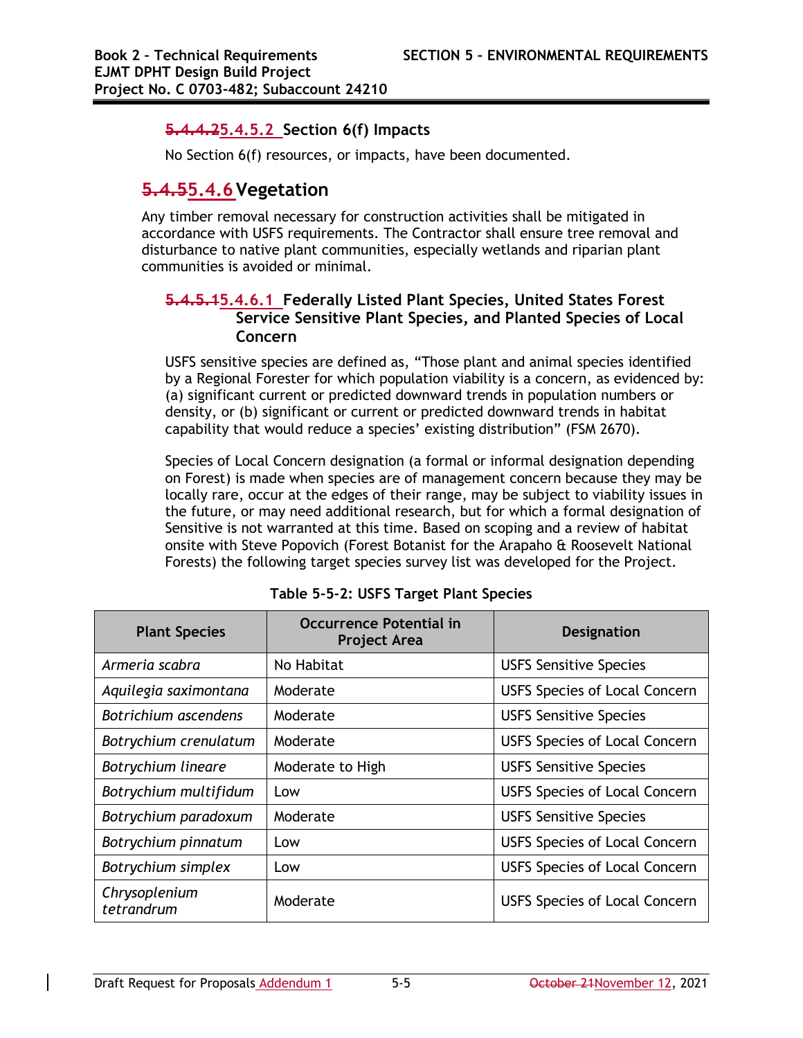#### ~~5.4.4.2~~5.4.5.2 Section 6(f) Impacts

No Section 6(f) resources, or impacts, have been documented.

### ~~5.4.5~~5.4.6 Vegetation

Any timber removal necessary for construction activities shall be mitigated in accordance with USFS requirements. The Contractor shall ensure tree removal and disturbance to native plant communities, especially wetlands and riparian plant communities is avoided or minimal.

#### ~~5.4.5.1~~5.4.6.1 Federally Listed Plant Species, United States Forest Service Sensitive Plant Species, and Planted Species of Local Concern

USFS sensitive species are defined as, "Those plant and animal species identified by a Regional Forester for which population viability is a concern, as evidenced by: (a) significant current or predicted downward trends in population numbers or density, or (b) significant or current or predicted downward trends in habitat capability that would reduce a species' existing distribution" (FSM 2670).

Species of Local Concern designation (a formal or informal designation depending on Forest) is made when species are of management concern because they may be locally rare, occur at the edges of their range, may be subject to viability issues in the future, or may need additional research, but for which a formal designation of Sensitive is not warranted at this time. Based on scoping and a review of habitat onsite with Steve Popovich (Forest Botanist for the Arapaho & Roosevelt National Forests) the following target species survey list was developed for the Project.

**Table 5-5-2: USFS Target Plant Species**

| Plant Species | Occurrence Potential in Project Area | Designation |
|---|---|---|
| *Armeria scabra* | No Habitat | USFS Sensitive Species |
| *Aquilegia saximontana* | Moderate | USFS Species of Local Concern |
| *Botrichium ascendens* | Moderate | USFS Sensitive Species |
| *Botrychium crenulatum* | Moderate | USFS Species of Local Concern |
| *Botrychium lineare* | Moderate to High | USFS Sensitive Species |
| *Botrychium multifidum* | Low | USFS Species of Local Concern |
| *Botrychium paradoxum* | Moderate | USFS Sensitive Species |
| *Botrychium pinnatum* | Low | USFS Species of Local Concern |
| *Botrychium simplex* | Low | USFS Species of Local Concern |
| *Chrysoplenium tetrandrum* | Moderate | USFS Species of Local Concern |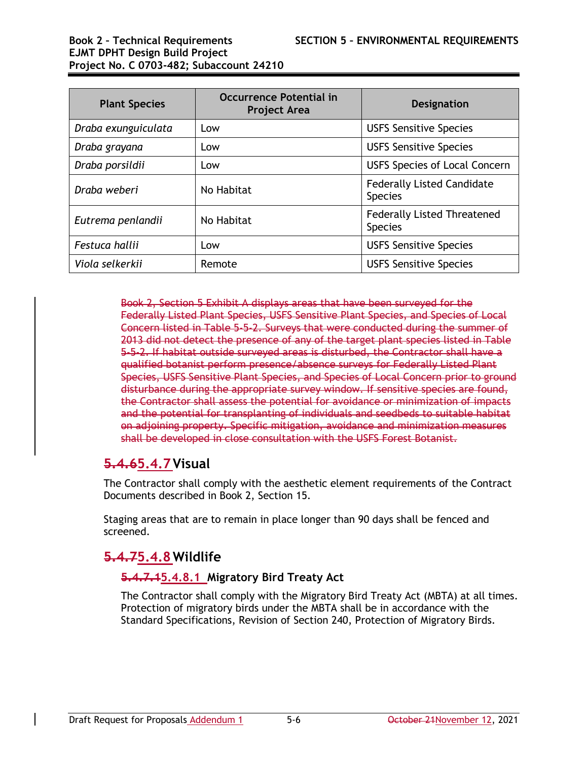| Plant Species | Occurrence Potential in Project Area | Designation |
|---|---|---|
| *Draba exunguiculata* | Low | USFS Sensitive Species |
| *Draba grayana* | Low | USFS Sensitive Species |
| *Draba porsildii* | Low | USFS Species of Local Concern |
| *Draba weberi* | No Habitat | Federally Listed Candidate Species |
| *Eutrema penlandii* | No Habitat | Federally Listed Threatened Species |
| *Festuca hallii* | Low | USFS Sensitive Species |
| *Viola selkerkii* | Remote | USFS Sensitive Species |

~~Book 2, Section 5 Exhibit A displays areas that have been surveyed for the Federally Listed Plant Species, USFS Sensitive Plant Species, and Species of Local Concern listed in Table 5-5-2. Surveys that were conducted during the summer of 2013 did not detect the presence of any of the target plant species listed in Table 5-5-2. If habitat outside surveyed areas is disturbed, the Contractor shall have a qualified botanist perform presence/absence surveys for Federally Listed Plant Species, USFS Sensitive Plant Species, and Species of Local Concern prior to ground disturbance during the appropriate survey window. If sensitive species are found, the Contractor shall assess the potential for avoidance or minimization of impacts and the potential for transplanting of individuals and seedbeds to suitable habitat on adjoining property. Specific mitigation, avoidance and minimization measures shall be developed in close consultation with the USFS Forest Botanist.~~

## ~~5.4.6~~5.4.7 Visual

The Contractor shall comply with the aesthetic element requirements of the Contract Documents described in Book 2, Section 15.

Staging areas that are to remain in place longer than 90 days shall be fenced and screened.

## ~~5.4.7~~5.4.8 Wildlife

### ~~5.4.7.1~~5.4.8.1 Migratory Bird Treaty Act

The Contractor shall comply with the Migratory Bird Treaty Act (MBTA) at all times. Protection of migratory birds under the MBTA shall be in accordance with the Standard Specifications, Revision of Section 240, Protection of Migratory Birds.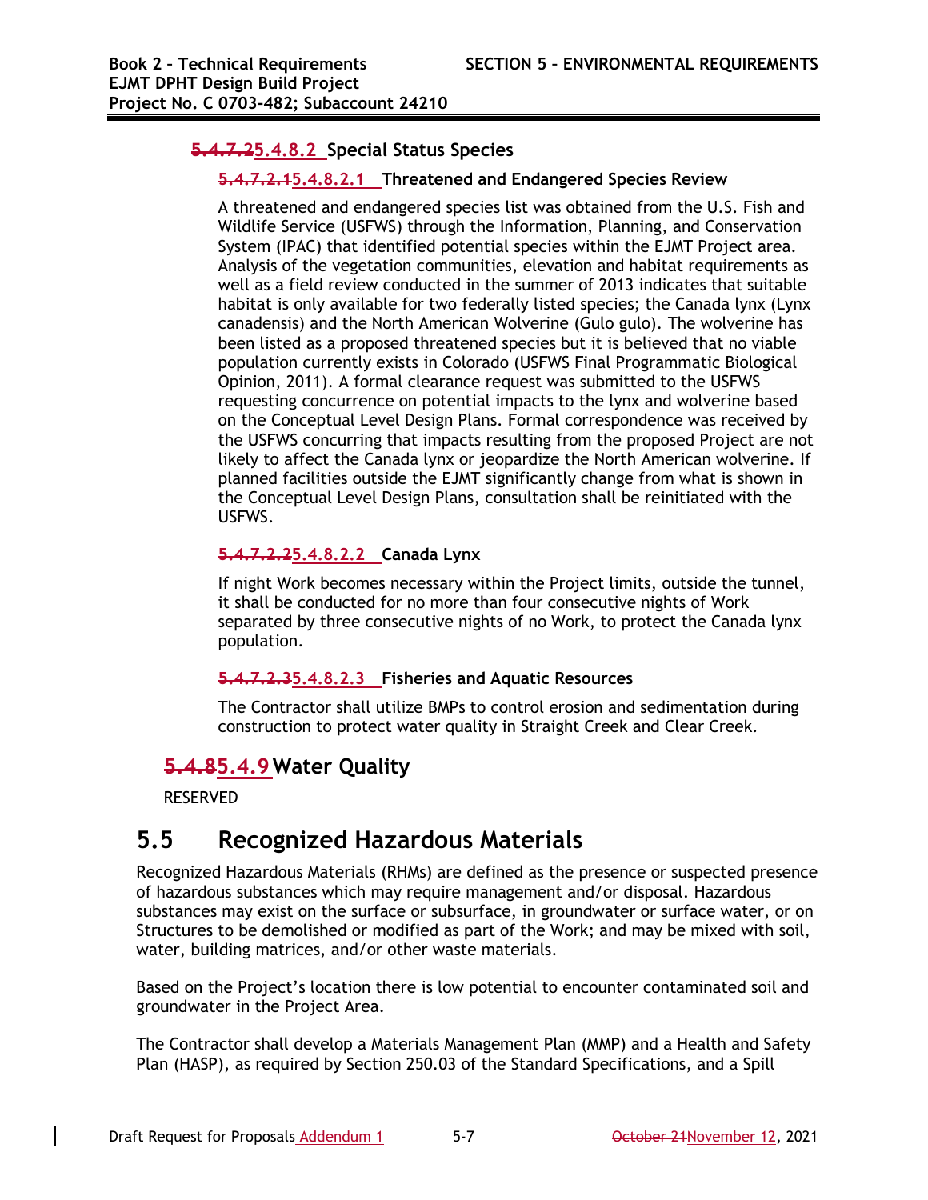### ~~5.4.7.2~~5.4.8.2 Special Status Species

#### ~~5.4.7.2.1~~5.4.8.2.1 Threatened and Endangered Species Review

A threatened and endangered species list was obtained from the U.S. Fish and Wildlife Service (USFWS) through the Information, Planning, and Conservation System (IPAC) that identified potential species within the EJMT Project area. Analysis of the vegetation communities, elevation and habitat requirements as well as a field review conducted in the summer of 2013 indicates that suitable habitat is only available for two federally listed species; the Canada lynx (Lynx canadensis) and the North American Wolverine (Gulo gulo). The wolverine has been listed as a proposed threatened species but it is believed that no viable population currently exists in Colorado (USFWS Final Programmatic Biological Opinion, 2011). A formal clearance request was submitted to the USFWS requesting concurrence on potential impacts to the lynx and wolverine based on the Conceptual Level Design Plans. Formal correspondence was received by the USFWS concurring that impacts resulting from the proposed Project are not likely to affect the Canada lynx or jeopardize the North American wolverine. If planned facilities outside the EJMT significantly change from what is shown in the Conceptual Level Design Plans, consultation shall be reinitiated with the USFWS.

#### ~~5.4.7.2.2~~5.4.8.2.2 Canada Lynx

If night Work becomes necessary within the Project limits, outside the tunnel, it shall be conducted for no more than four consecutive nights of Work separated by three consecutive nights of no Work, to protect the Canada lynx population.

#### ~~5.4.7.2.3~~5.4.8.2.3 Fisheries and Aquatic Resources

The Contractor shall utilize BMPs to control erosion and sedimentation during construction to protect water quality in Straight Creek and Clear Creek.

## ~~5.4.8~~5.4.9 Water Quality

RESERVED

# 5.5 Recognized Hazardous Materials

Recognized Hazardous Materials (RHMs) are defined as the presence or suspected presence of hazardous substances which may require management and/or disposal. Hazardous substances may exist on the surface or subsurface, in groundwater or surface water, or on Structures to be demolished or modified as part of the Work; and may be mixed with soil, water, building matrices, and/or other waste materials.

Based on the Project's location there is low potential to encounter contaminated soil and groundwater in the Project Area.

The Contractor shall develop a Materials Management Plan (MMP) and a Health and Safety Plan (HASP), as required by Section 250.03 of the Standard Specifications, and a Spill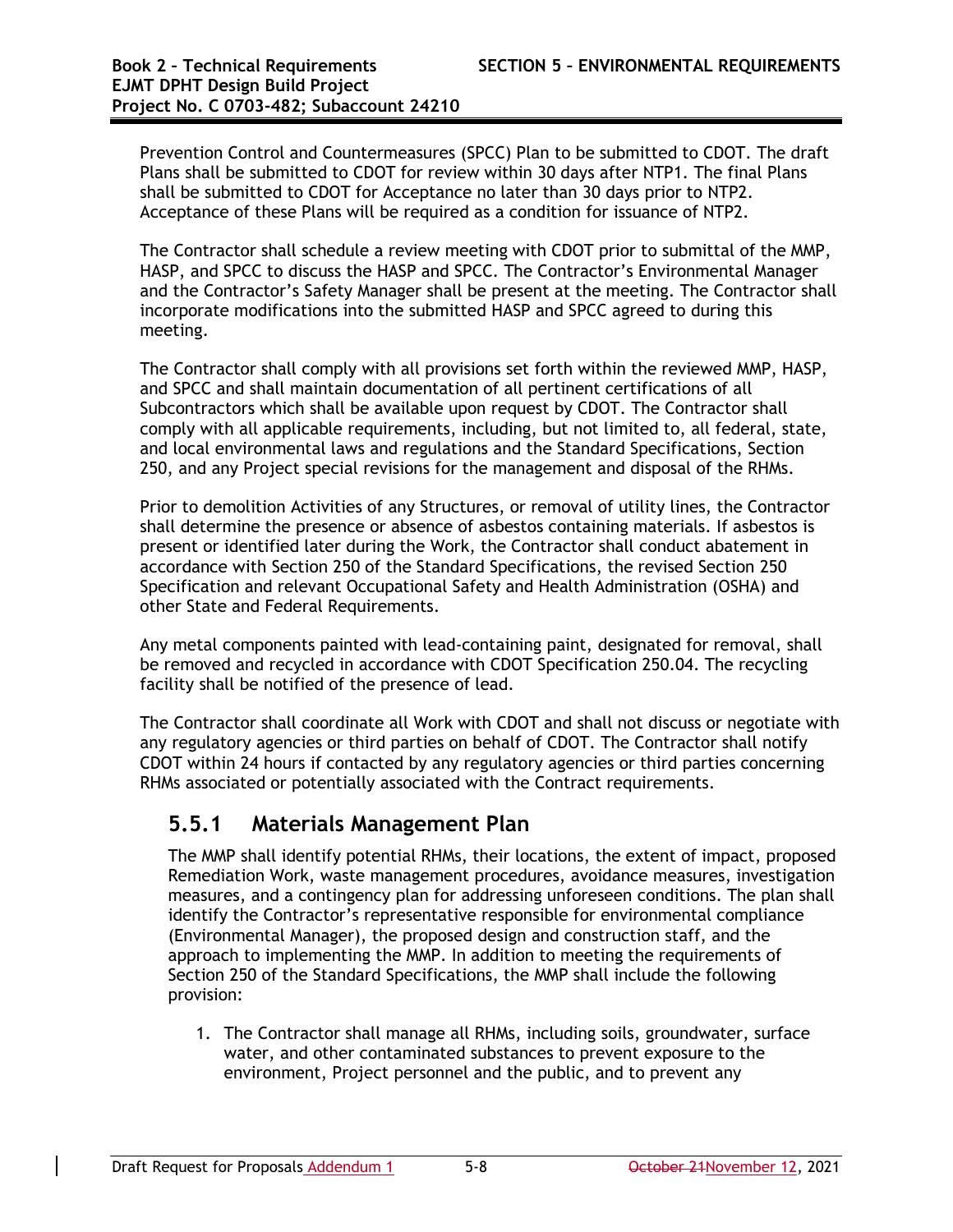Prevention Control and Countermeasures (SPCC) Plan to be submitted to CDOT. The draft Plans shall be submitted to CDOT for review within 30 days after NTP1. The final Plans shall be submitted to CDOT for Acceptance no later than 30 days prior to NTP2. Acceptance of these Plans will be required as a condition for issuance of NTP2.

The Contractor shall schedule a review meeting with CDOT prior to submittal of the MMP, HASP, and SPCC to discuss the HASP and SPCC. The Contractor's Environmental Manager and the Contractor's Safety Manager shall be present at the meeting. The Contractor shall incorporate modifications into the submitted HASP and SPCC agreed to during this meeting.

The Contractor shall comply with all provisions set forth within the reviewed MMP, HASP, and SPCC and shall maintain documentation of all pertinent certifications of all Subcontractors which shall be available upon request by CDOT. The Contractor shall comply with all applicable requirements, including, but not limited to, all federal, state, and local environmental laws and regulations and the Standard Specifications, Section 250, and any Project special revisions for the management and disposal of the RHMs.

Prior to demolition Activities of any Structures, or removal of utility lines, the Contractor shall determine the presence or absence of asbestos containing materials. If asbestos is present or identified later during the Work, the Contractor shall conduct abatement in accordance with Section 250 of the Standard Specifications, the revised Section 250 Specification and relevant Occupational Safety and Health Administration (OSHA) and other State and Federal Requirements.

Any metal components painted with lead-containing paint, designated for removal, shall be removed and recycled in accordance with CDOT Specification 250.04. The recycling facility shall be notified of the presence of lead.

The Contractor shall coordinate all Work with CDOT and shall not discuss or negotiate with any regulatory agencies or third parties on behalf of CDOT. The Contractor shall notify CDOT within 24 hours if contacted by any regulatory agencies or third parties concerning RHMs associated or potentially associated with the Contract requirements.

### 5.5.1 Materials Management Plan

The MMP shall identify potential RHMs, their locations, the extent of impact, proposed Remediation Work, waste management procedures, avoidance measures, investigation measures, and a contingency plan for addressing unforeseen conditions. The plan shall identify the Contractor's representative responsible for environmental compliance (Environmental Manager), the proposed design and construction staff, and the approach to implementing the MMP. In addition to meeting the requirements of Section 250 of the Standard Specifications, the MMP shall include the following provision:

1. The Contractor shall manage all RHMs, including soils, groundwater, surface water, and other contaminated substances to prevent exposure to the environment, Project personnel and the public, and to prevent any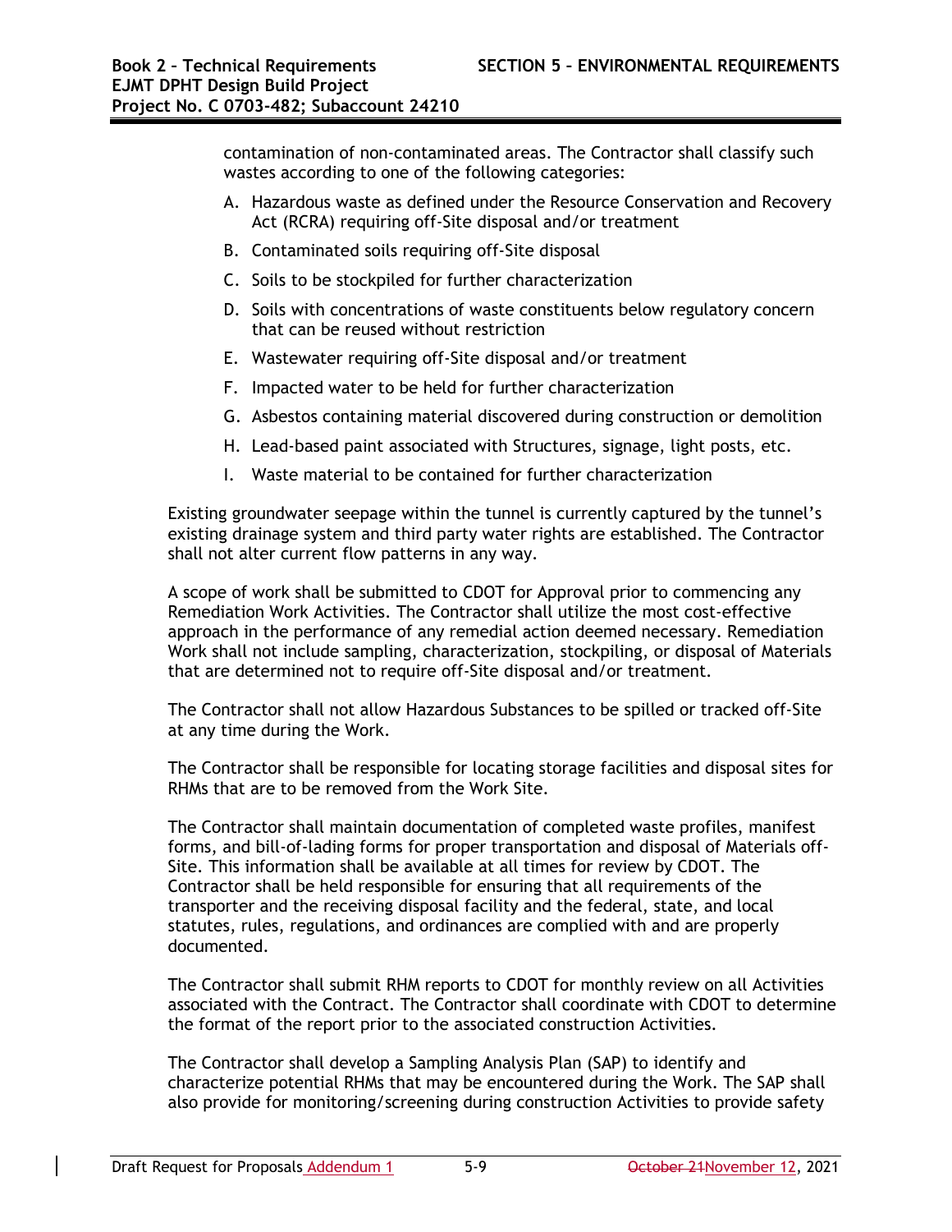contamination of non-contaminated areas. The Contractor shall classify such wastes according to one of the following categories:

A. Hazardous waste as defined under the Resource Conservation and Recovery Act (RCRA) requiring off-Site disposal and/or treatment
B. Contaminated soils requiring off-Site disposal
C. Soils to be stockpiled for further characterization
D. Soils with concentrations of waste constituents below regulatory concern that can be reused without restriction
E. Wastewater requiring off-Site disposal and/or treatment
F. Impacted water to be held for further characterization
G. Asbestos containing material discovered during construction or demolition
H. Lead-based paint associated with Structures, signage, light posts, etc.
I. Waste material to be contained for further characterization

Existing groundwater seepage within the tunnel is currently captured by the tunnel's existing drainage system and third party water rights are established. The Contractor shall not alter current flow patterns in any way.

A scope of work shall be submitted to CDOT for Approval prior to commencing any Remediation Work Activities. The Contractor shall utilize the most cost-effective approach in the performance of any remedial action deemed necessary. Remediation Work shall not include sampling, characterization, stockpiling, or disposal of Materials that are determined not to require off-Site disposal and/or treatment.

The Contractor shall not allow Hazardous Substances to be spilled or tracked off-Site at any time during the Work.

The Contractor shall be responsible for locating storage facilities and disposal sites for RHMs that are to be removed from the Work Site.

The Contractor shall maintain documentation of completed waste profiles, manifest forms, and bill-of-lading forms for proper transportation and disposal of Materials off-Site. This information shall be available at all times for review by CDOT. The Contractor shall be held responsible for ensuring that all requirements of the transporter and the receiving disposal facility and the federal, state, and local statutes, rules, regulations, and ordinances are complied with and are properly documented.

The Contractor shall submit RHM reports to CDOT for monthly review on all Activities associated with the Contract. The Contractor shall coordinate with CDOT to determine the format of the report prior to the associated construction Activities.

The Contractor shall develop a Sampling Analysis Plan (SAP) to identify and characterize potential RHMs that may be encountered during the Work. The SAP shall also provide for monitoring/screening during construction Activities to provide safety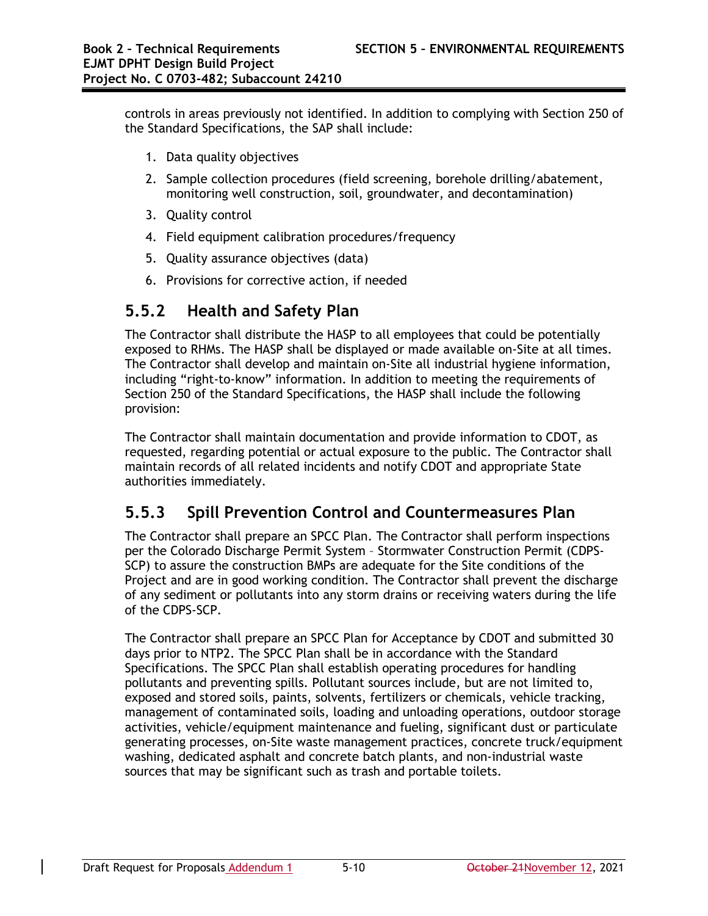controls in areas previously not identified. In addition to complying with Section 250 of the Standard Specifications, the SAP shall include:

1. Data quality objectives
2. Sample collection procedures (field screening, borehole drilling/abatement, monitoring well construction, soil, groundwater, and decontamination)
3. Quality control
4. Field equipment calibration procedures/frequency
5. Quality assurance objectives (data)
6. Provisions for corrective action, if needed

## 5.5.2 Health and Safety Plan

The Contractor shall distribute the HASP to all employees that could be potentially exposed to RHMs. The HASP shall be displayed or made available on-Site at all times. The Contractor shall develop and maintain on-Site all industrial hygiene information, including "right-to-know" information. In addition to meeting the requirements of Section 250 of the Standard Specifications, the HASP shall include the following provision:

The Contractor shall maintain documentation and provide information to CDOT, as requested, regarding potential or actual exposure to the public. The Contractor shall maintain records of all related incidents and notify CDOT and appropriate State authorities immediately.

## 5.5.3 Spill Prevention Control and Countermeasures Plan

The Contractor shall prepare an SPCC Plan. The Contractor shall perform inspections per the Colorado Discharge Permit System – Stormwater Construction Permit (CDPS-SCP) to assure the construction BMPs are adequate for the Site conditions of the Project and are in good working condition. The Contractor shall prevent the discharge of any sediment or pollutants into any storm drains or receiving waters during the life of the CDPS-SCP.

The Contractor shall prepare an SPCC Plan for Acceptance by CDOT and submitted 30 days prior to NTP2. The SPCC Plan shall be in accordance with the Standard Specifications. The SPCC Plan shall establish operating procedures for handling pollutants and preventing spills. Pollutant sources include, but are not limited to, exposed and stored soils, paints, solvents, fertilizers or chemicals, vehicle tracking, management of contaminated soils, loading and unloading operations, outdoor storage activities, vehicle/equipment maintenance and fueling, significant dust or particulate generating processes, on-Site waste management practices, concrete truck/equipment washing, dedicated asphalt and concrete batch plants, and non-industrial waste sources that may be significant such as trash and portable toilets.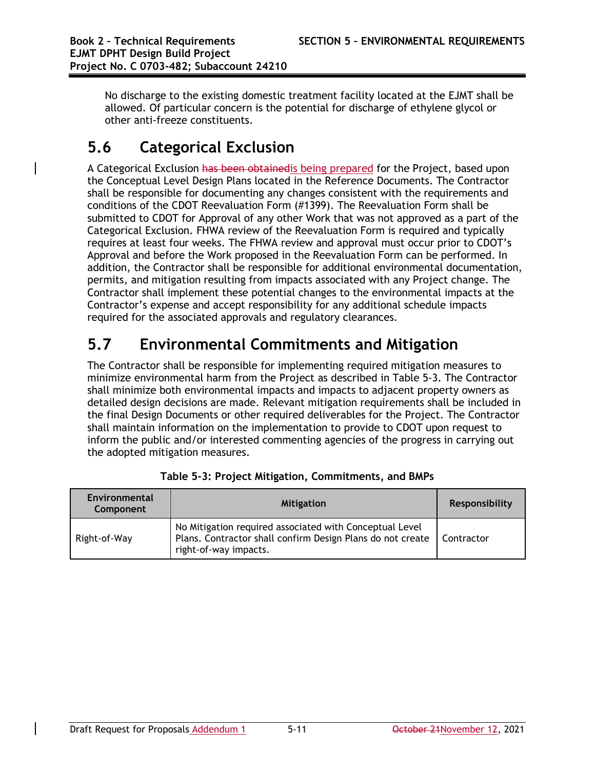No discharge to the existing domestic treatment facility located at the EJMT shall be allowed. Of particular concern is the potential for discharge of ethylene glycol or other anti-freeze constituents.

## 5.6 Categorical Exclusion

A Categorical Exclusion ~~has been obtained~~is being prepared for the Project, based upon the Conceptual Level Design Plans located in the Reference Documents. The Contractor shall be responsible for documenting any changes consistent with the requirements and conditions of the CDOT Reevaluation Form (#1399). The Reevaluation Form shall be submitted to CDOT for Approval of any other Work that was not approved as a part of the Categorical Exclusion. FHWA review of the Reevaluation Form is required and typically requires at least four weeks. The FHWA review and approval must occur prior to CDOT's Approval and before the Work proposed in the Reevaluation Form can be performed. In addition, the Contractor shall be responsible for additional environmental documentation, permits, and mitigation resulting from impacts associated with any Project change. The Contractor shall implement these potential changes to the environmental impacts at the Contractor's expense and accept responsibility for any additional schedule impacts required for the associated approvals and regulatory clearances.

## 5.7 Environmental Commitments and Mitigation

The Contractor shall be responsible for implementing required mitigation measures to minimize environmental harm from the Project as described in Table 5-3. The Contractor shall minimize both environmental impacts and impacts to adjacent property owners as detailed design decisions are made. Relevant mitigation requirements shall be included in the final Design Documents or other required deliverables for the Project. The Contractor shall maintain information on the implementation to provide to CDOT upon request to inform the public and/or interested commenting agencies of the progress in carrying out the adopted mitigation measures.

**Table 5-3: Project Mitigation, Commitments, and BMPs**

| Environmental Component | Mitigation | Responsibility |
|---|---|---|
| Right-of-Way | No Mitigation required associated with Conceptual Level Plans. Contractor shall confirm Design Plans do not create right-of-way impacts. | Contractor |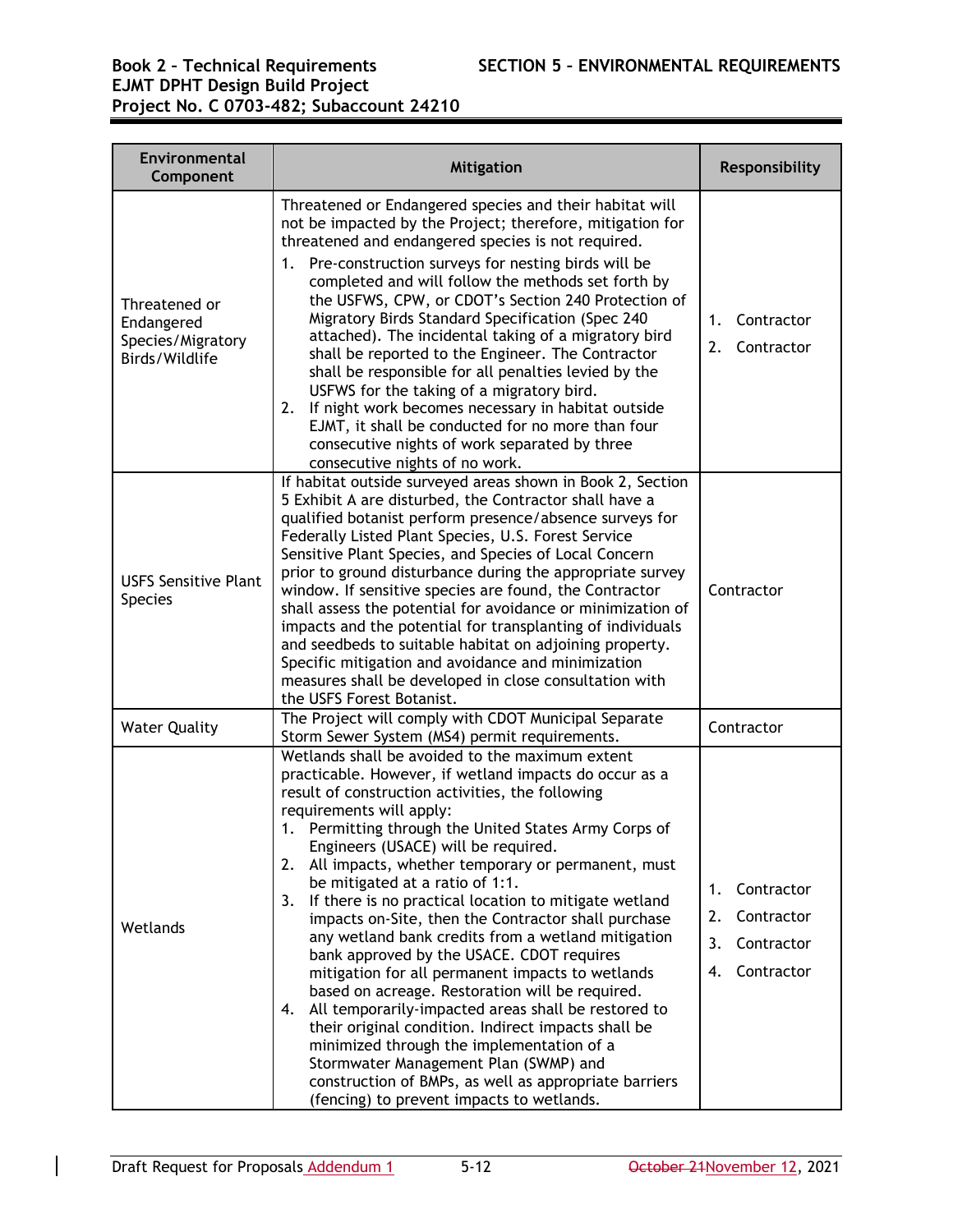| Environmental Component | Mitigation | Responsibility |
|---|---|---|
| Threatened or Endangered Species/Migratory Birds/Wildlife | Threatened or Endangered species and their habitat will not be impacted by the Project; therefore, mitigation for threatened and endangered species is not required.<br>1. Pre-construction surveys for nesting birds will be completed and will follow the methods set forth by the USFWS, CPW, or CDOT's Section 240 Protection of Migratory Birds Standard Specification (Spec 240 attached). The incidental taking of a migratory bird shall be reported to the Engineer. The Contractor shall be responsible for all penalties levied by the USFWS for the taking of a migratory bird.<br>2. If night work becomes necessary in habitat outside EJMT, it shall be conducted for no more than four consecutive nights of work separated by three consecutive nights of no work. | 1. Contractor<br>2. Contractor |
| USFS Sensitive Plant Species | If habitat outside surveyed areas shown in Book 2, Section 5 Exhibit A are disturbed, the Contractor shall have a qualified botanist perform presence/absence surveys for Federally Listed Plant Species, U.S. Forest Service Sensitive Plant Species, and Species of Local Concern prior to ground disturbance during the appropriate survey window. If sensitive species are found, the Contractor shall assess the potential for avoidance or minimization of impacts and the potential for transplanting of individuals and seedbeds to suitable habitat on adjoining property. Specific mitigation and avoidance and minimization measures shall be developed in close consultation with the USFS Forest Botanist. | Contractor |
| Water Quality | The Project will comply with CDOT Municipal Separate Storm Sewer System (MS4) permit requirements. | Contractor |
| Wetlands | Wetlands shall be avoided to the maximum extent practicable. However, if wetland impacts do occur as a result of construction activities, the following requirements will apply:<br>1. Permitting through the United States Army Corps of Engineers (USACE) will be required.<br>2. All impacts, whether temporary or permanent, must be mitigated at a ratio of 1:1.<br>3. If there is no practical location to mitigate wetland impacts on-Site, then the Contractor shall purchase any wetland bank credits from a wetland mitigation bank approved by the USACE. CDOT requires mitigation for all permanent impacts to wetlands based on acreage. Restoration will be required.<br>4. All temporarily-impacted areas shall be restored to their original condition. Indirect impacts shall be minimized through the implementation of a Stormwater Management Plan (SWMP) and construction of BMPs, as well as appropriate barriers (fencing) to prevent impacts to wetlands. | 1. Contractor<br>2. Contractor<br>3. Contractor<br>4. Contractor |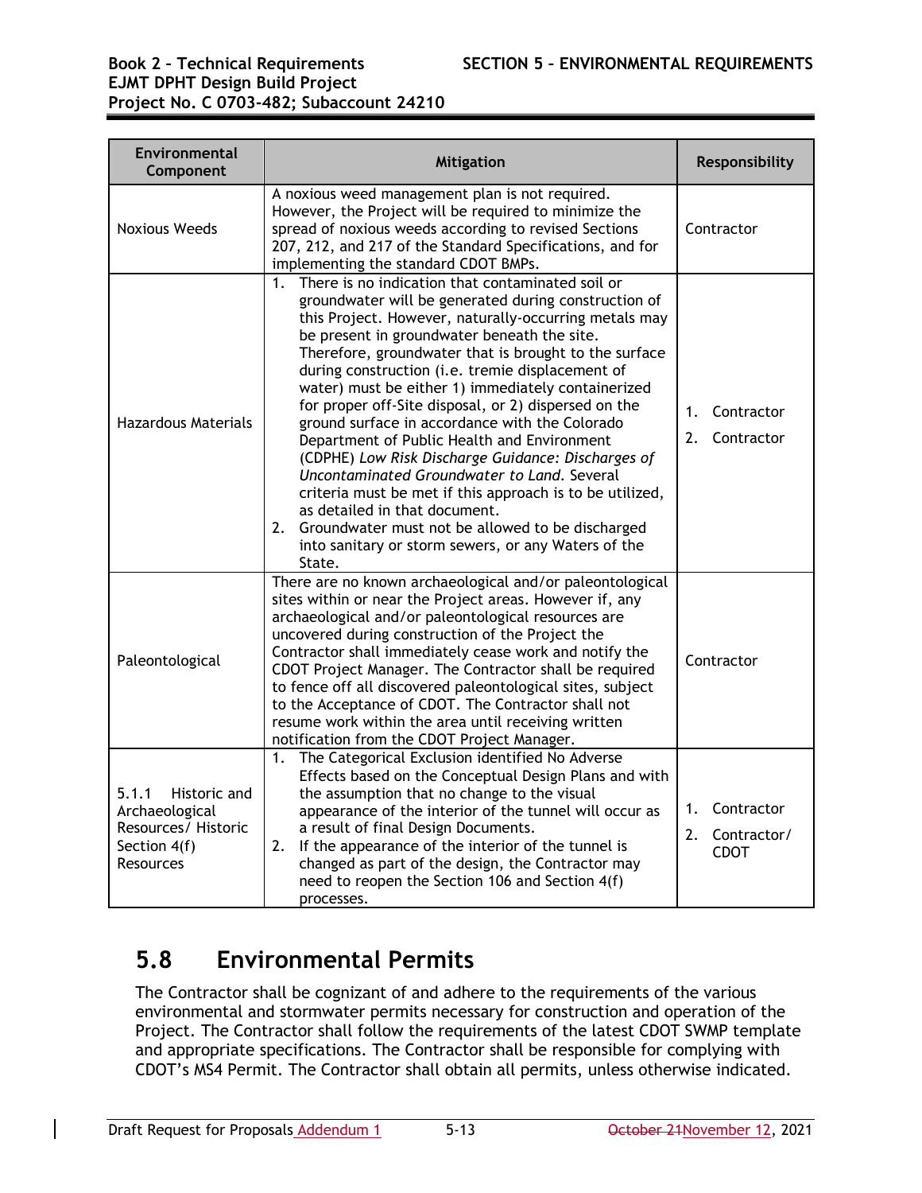| Environmental Component | Mitigation | Responsibility |
|---|---|---|
| Noxious Weeds | A noxious weed management plan is not required. However, the Project will be required to minimize the spread of noxious weeds according to revised Sections 207, 212, and 217 of the Standard Specifications, and for implementing the standard CDOT BMPs. | Contractor |
| Hazardous Materials | 1. There is no indication that contaminated soil or groundwater will be generated during construction of this Project. However, naturally-occurring metals may be present in groundwater beneath the site. Therefore, groundwater that is brought to the surface during construction (i.e. tremie displacement of water) must be either 1) immediately containerized for proper off-Site disposal, or 2) dispersed on the ground surface in accordance with the Colorado Department of Public Health and Environment (CDPHE) *Low Risk Discharge Guidance: Discharges of Uncontaminated Groundwater to Land*. Several criteria must be met if this approach is to be utilized, as detailed in that document.<br>2. Groundwater must not be allowed to be discharged into sanitary or storm sewers, or any Waters of the State. | 1. Contractor<br>2. Contractor |
| Paleontological | There are no known archaeological and/or paleontological sites within or near the Project areas. However if, any archaeological and/or paleontological resources are uncovered during construction of the Project the Contractor shall immediately cease work and notify the CDOT Project Manager. The Contractor shall be required to fence off all discovered paleontological sites, subject to the Acceptance of CDOT. The Contractor shall not resume work within the area until receiving written notification from the CDOT Project Manager. | Contractor |
| 5.1.1 Historic and Archaeological Resources/ Historic Section 4(f) Resources | 1. The Categorical Exclusion identified No Adverse Effects based on the Conceptual Design Plans and with the assumption that no change to the visual appearance of the interior of the tunnel will occur as a result of final Design Documents.<br>2. If the appearance of the interior of the tunnel is changed as part of the design, the Contractor may need to reopen the Section 106 and Section 4(f) processes. | 1. Contractor<br>2. Contractor/ CDOT |

## 5.8 Environmental Permits

The Contractor shall be cognizant of and adhere to the requirements of the various environmental and stormwater permits necessary for construction and operation of the Project. The Contractor shall follow the requirements of the latest CDOT SWMP template and appropriate specifications. The Contractor shall be responsible for complying with CDOT's MS4 Permit. The Contractor shall obtain all permits, unless otherwise indicated.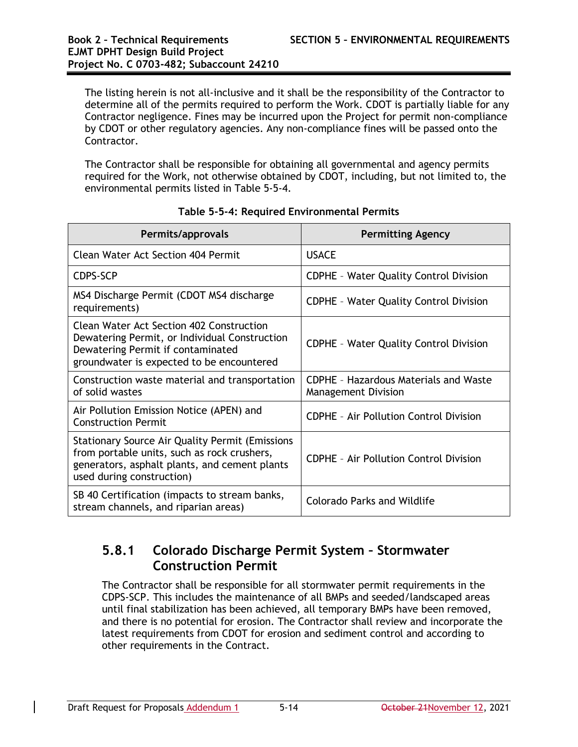The listing herein is not all-inclusive and it shall be the responsibility of the Contractor to determine all of the permits required to perform the Work. CDOT is partially liable for any Contractor negligence. Fines may be incurred upon the Project for permit non-compliance by CDOT or other regulatory agencies. Any non-compliance fines will be passed onto the Contractor.

The Contractor shall be responsible for obtaining all governmental and agency permits required for the Work, not otherwise obtained by CDOT, including, but not limited to, the environmental permits listed in Table 5-5-4.

**Table 5-5-4: Required Environmental Permits**

| Permits/approvals | Permitting Agency |
|---|---|
| Clean Water Act Section 404 Permit | USACE |
| CDPS-SCP | CDPHE – Water Quality Control Division |
| MS4 Discharge Permit (CDOT MS4 discharge requirements) | CDPHE – Water Quality Control Division |
| Clean Water Act Section 402 Construction Dewatering Permit, or Individual Construction Dewatering Permit if contaminated groundwater is expected to be encountered | CDPHE – Water Quality Control Division |
| Construction waste material and transportation of solid wastes | CDPHE – Hazardous Materials and Waste Management Division |
| Air Pollution Emission Notice (APEN) and Construction Permit | CDPHE – Air Pollution Control Division |
| Stationary Source Air Quality Permit (Emissions from portable units, such as rock crushers, generators, asphalt plants, and cement plants used during construction) | CDPHE – Air Pollution Control Division |
| SB 40 Certification (impacts to stream banks, stream channels, and riparian areas) | Colorado Parks and Wildlife |

### 5.8.1 Colorado Discharge Permit System – Stormwater Construction Permit

The Contractor shall be responsible for all stormwater permit requirements in the CDPS-SCP. This includes the maintenance of all BMPs and seeded/landscaped areas until final stabilization has been achieved, all temporary BMPs have been removed, and there is no potential for erosion. The Contractor shall review and incorporate the latest requirements from CDOT for erosion and sediment control and according to other requirements in the Contract.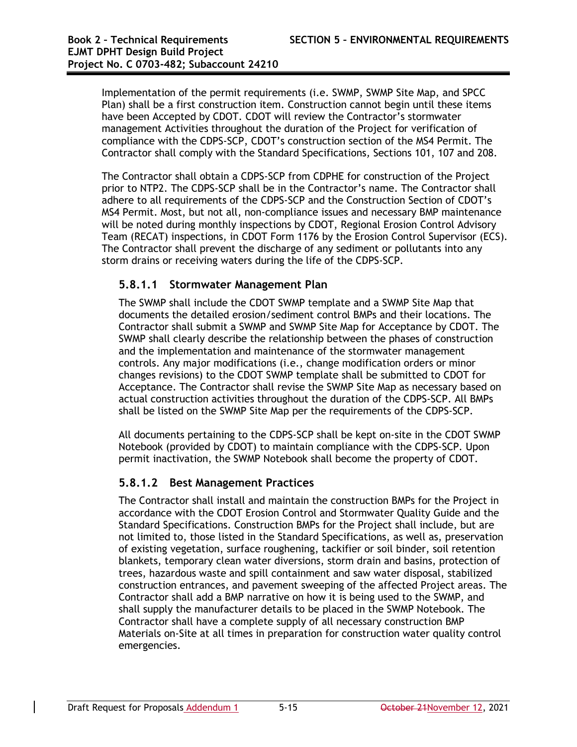Implementation of the permit requirements (i.e. SWMP, SWMP Site Map, and SPCC Plan) shall be a first construction item. Construction cannot begin until these items have been Accepted by CDOT. CDOT will review the Contractor's stormwater management Activities throughout the duration of the Project for verification of compliance with the CDPS-SCP, CDOT's construction section of the MS4 Permit. The Contractor shall comply with the Standard Specifications, Sections 101, 107 and 208.

The Contractor shall obtain a CDPS-SCP from CDPHE for construction of the Project prior to NTP2. The CDPS-SCP shall be in the Contractor's name. The Contractor shall adhere to all requirements of the CDPS-SCP and the Construction Section of CDOT's MS4 Permit. Most, but not all, non-compliance issues and necessary BMP maintenance will be noted during monthly inspections by CDOT, Regional Erosion Control Advisory Team (RECAT) inspections, in CDOT Form 1176 by the Erosion Control Supervisor (ECS). The Contractor shall prevent the discharge of any sediment or pollutants into any storm drains or receiving waters during the life of the CDPS-SCP.

#### 5.8.1.1 Stormwater Management Plan

The SWMP shall include the CDOT SWMP template and a SWMP Site Map that documents the detailed erosion/sediment control BMPs and their locations. The Contractor shall submit a SWMP and SWMP Site Map for Acceptance by CDOT. The SWMP shall clearly describe the relationship between the phases of construction and the implementation and maintenance of the stormwater management controls. Any major modifications (i.e., change modification orders or minor changes revisions) to the CDOT SWMP template shall be submitted to CDOT for Acceptance. The Contractor shall revise the SWMP Site Map as necessary based on actual construction activities throughout the duration of the CDPS-SCP. All BMPs shall be listed on the SWMP Site Map per the requirements of the CDPS-SCP.

All documents pertaining to the CDPS-SCP shall be kept on-site in the CDOT SWMP Notebook (provided by CDOT) to maintain compliance with the CDPS-SCP. Upon permit inactivation, the SWMP Notebook shall become the property of CDOT.

#### 5.8.1.2 Best Management Practices

The Contractor shall install and maintain the construction BMPs for the Project in accordance with the CDOT Erosion Control and Stormwater Quality Guide and the Standard Specifications. Construction BMPs for the Project shall include, but are not limited to, those listed in the Standard Specifications, as well as, preservation of existing vegetation, surface roughening, tackifier or soil binder, soil retention blankets, temporary clean water diversions, storm drain and basins, protection of trees, hazardous waste and spill containment and saw water disposal, stabilized construction entrances, and pavement sweeping of the affected Project areas. The Contractor shall add a BMP narrative on how it is being used to the SWMP, and shall supply the manufacturer details to be placed in the SWMP Notebook. The Contractor shall have a complete supply of all necessary construction BMP Materials on-Site at all times in preparation for construction water quality control emergencies.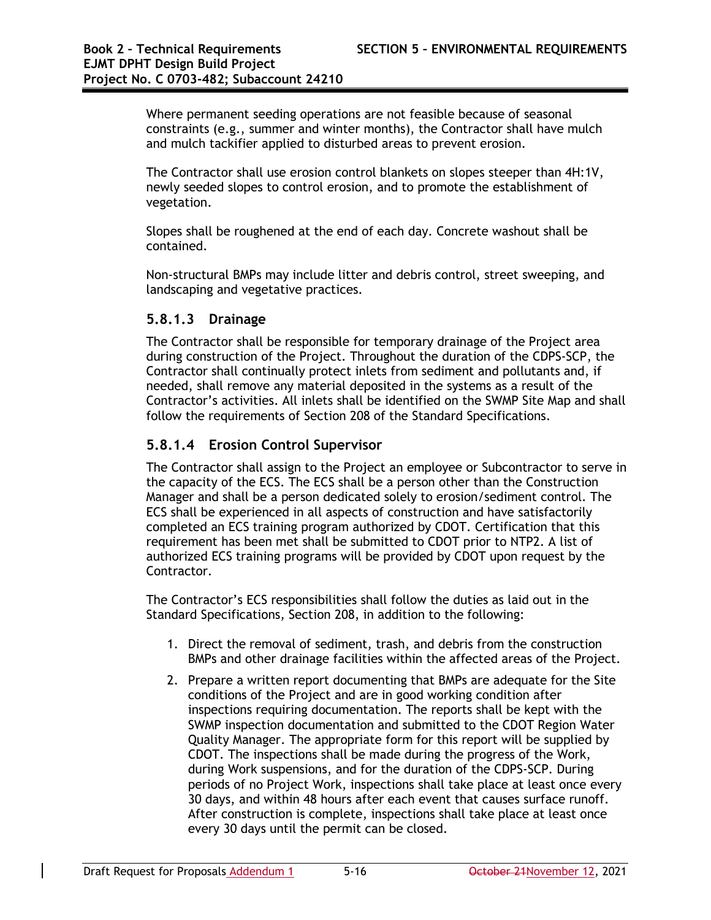Where permanent seeding operations are not feasible because of seasonal constraints (e.g., summer and winter months), the Contractor shall have mulch and mulch tackifier applied to disturbed areas to prevent erosion.

The Contractor shall use erosion control blankets on slopes steeper than 4H:1V, newly seeded slopes to control erosion, and to promote the establishment of vegetation.

Slopes shall be roughened at the end of each day. Concrete washout shall be contained.

Non-structural BMPs may include litter and debris control, street sweeping, and landscaping and vegetative practices.

#### 5.8.1.3 Drainage

The Contractor shall be responsible for temporary drainage of the Project area during construction of the Project. Throughout the duration of the CDPS-SCP, the Contractor shall continually protect inlets from sediment and pollutants and, if needed, shall remove any material deposited in the systems as a result of the Contractor's activities. All inlets shall be identified on the SWMP Site Map and shall follow the requirements of Section 208 of the Standard Specifications.

#### 5.8.1.4 Erosion Control Supervisor

The Contractor shall assign to the Project an employee or Subcontractor to serve in the capacity of the ECS. The ECS shall be a person other than the Construction Manager and shall be a person dedicated solely to erosion/sediment control. The ECS shall be experienced in all aspects of construction and have satisfactorily completed an ECS training program authorized by CDOT. Certification that this requirement has been met shall be submitted to CDOT prior to NTP2. A list of authorized ECS training programs will be provided by CDOT upon request by the Contractor.

The Contractor's ECS responsibilities shall follow the duties as laid out in the Standard Specifications, Section 208, in addition to the following:

1. Direct the removal of sediment, trash, and debris from the construction BMPs and other drainage facilities within the affected areas of the Project.
2. Prepare a written report documenting that BMPs are adequate for the Site conditions of the Project and are in good working condition after inspections requiring documentation. The reports shall be kept with the SWMP inspection documentation and submitted to the CDOT Region Water Quality Manager. The appropriate form for this report will be supplied by CDOT. The inspections shall be made during the progress of the Work, during Work suspensions, and for the duration of the CDPS-SCP. During periods of no Project Work, inspections shall take place at least once every 30 days, and within 48 hours after each event that causes surface runoff. After construction is complete, inspections shall take place at least once every 30 days until the permit can be closed.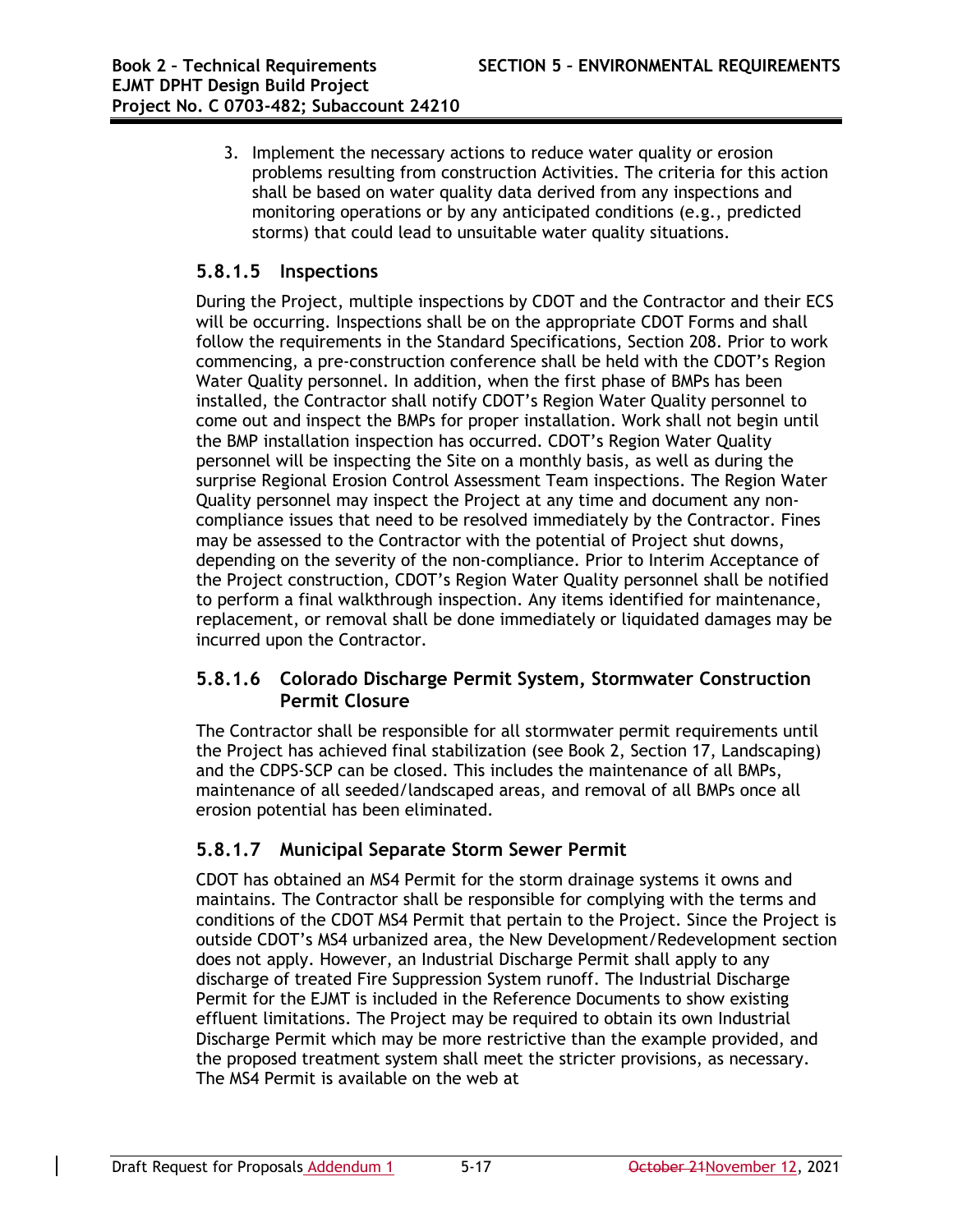3. Implement the necessary actions to reduce water quality or erosion problems resulting from construction Activities. The criteria for this action shall be based on water quality data derived from any inspections and monitoring operations or by any anticipated conditions (e.g., predicted storms) that could lead to unsuitable water quality situations.

#### 5.8.1.5 Inspections

During the Project, multiple inspections by CDOT and the Contractor and their ECS will be occurring. Inspections shall be on the appropriate CDOT Forms and shall follow the requirements in the Standard Specifications, Section 208. Prior to work commencing, a pre-construction conference shall be held with the CDOT's Region Water Quality personnel. In addition, when the first phase of BMPs has been installed, the Contractor shall notify CDOT's Region Water Quality personnel to come out and inspect the BMPs for proper installation. Work shall not begin until the BMP installation inspection has occurred. CDOT's Region Water Quality personnel will be inspecting the Site on a monthly basis, as well as during the surprise Regional Erosion Control Assessment Team inspections. The Region Water Quality personnel may inspect the Project at any time and document any non-compliance issues that need to be resolved immediately by the Contractor. Fines may be assessed to the Contractor with the potential of Project shut downs, depending on the severity of the non-compliance. Prior to Interim Acceptance of the Project construction, CDOT's Region Water Quality personnel shall be notified to perform a final walkthrough inspection. Any items identified for maintenance, replacement, or removal shall be done immediately or liquidated damages may be incurred upon the Contractor.

#### 5.8.1.6 Colorado Discharge Permit System, Stormwater Construction Permit Closure

The Contractor shall be responsible for all stormwater permit requirements until the Project has achieved final stabilization (see Book 2, Section 17, Landscaping) and the CDPS-SCP can be closed. This includes the maintenance of all BMPs, maintenance of all seeded/landscaped areas, and removal of all BMPs once all erosion potential has been eliminated.

#### 5.8.1.7 Municipal Separate Storm Sewer Permit

CDOT has obtained an MS4 Permit for the storm drainage systems it owns and maintains. The Contractor shall be responsible for complying with the terms and conditions of the CDOT MS4 Permit that pertain to the Project. Since the Project is outside CDOT's MS4 urbanized area, the New Development/Redevelopment section does not apply. However, an Industrial Discharge Permit shall apply to any discharge of treated Fire Suppression System runoff. The Industrial Discharge Permit for the EJMT is included in the Reference Documents to show existing effluent limitations. The Project may be required to obtain its own Industrial Discharge Permit which may be more restrictive than the example provided, and the proposed treatment system shall meet the stricter provisions, as necessary. The MS4 Permit is available on the web at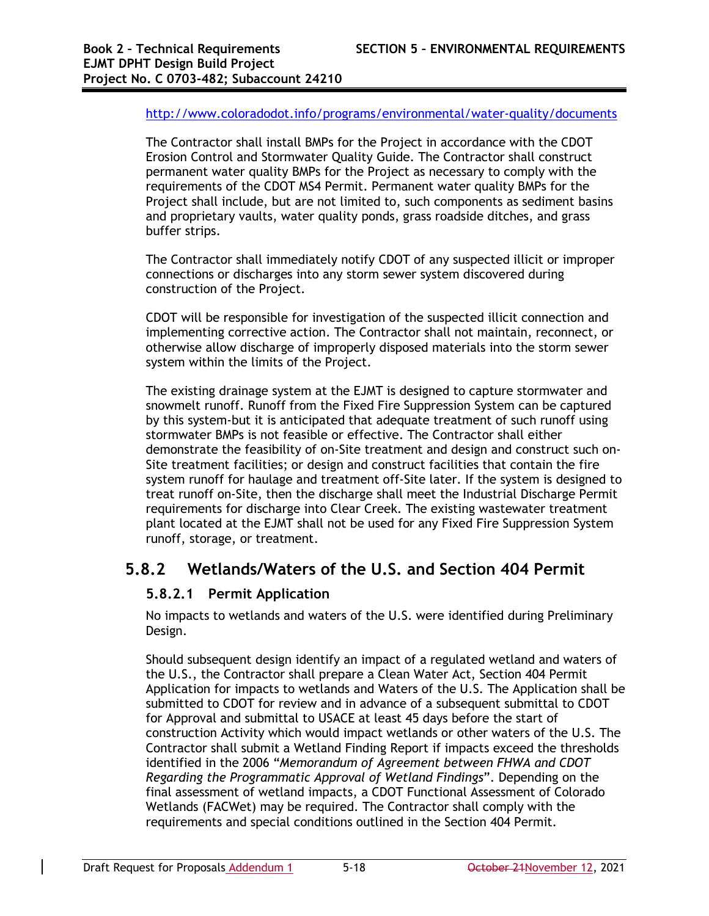http://www.coloradodot.info/programs/environmental/water-quality/documents

The Contractor shall install BMPs for the Project in accordance with the CDOT Erosion Control and Stormwater Quality Guide. The Contractor shall construct permanent water quality BMPs for the Project as necessary to comply with the requirements of the CDOT MS4 Permit. Permanent water quality BMPs for the Project shall include, but are not limited to, such components as sediment basins and proprietary vaults, water quality ponds, grass roadside ditches, and grass buffer strips.

The Contractor shall immediately notify CDOT of any suspected illicit or improper connections or discharges into any storm sewer system discovered during construction of the Project.

CDOT will be responsible for investigation of the suspected illicit connection and implementing corrective action. The Contractor shall not maintain, reconnect, or otherwise allow discharge of improperly disposed materials into the storm sewer system within the limits of the Project.

The existing drainage system at the EJMT is designed to capture stormwater and snowmelt runoff. Runoff from the Fixed Fire Suppression System can be captured by this system-but it is anticipated that adequate treatment of such runoff using stormwater BMPs is not feasible or effective. The Contractor shall either demonstrate the feasibility of on-Site treatment and design and construct such on-Site treatment facilities; or design and construct facilities that contain the fire system runoff for haulage and treatment off-Site later. If the system is designed to treat runoff on-Site, then the discharge shall meet the Industrial Discharge Permit requirements for discharge into Clear Creek. The existing wastewater treatment plant located at the EJMT shall not be used for any Fixed Fire Suppression System runoff, storage, or treatment.

## 5.8.2 Wetlands/Waters of the U.S. and Section 404 Permit

### 5.8.2.1 Permit Application

No impacts to wetlands and waters of the U.S. were identified during Preliminary Design.

Should subsequent design identify an impact of a regulated wetland and waters of the U.S., the Contractor shall prepare a Clean Water Act, Section 404 Permit Application for impacts to wetlands and Waters of the U.S. The Application shall be submitted to CDOT for review and in advance of a subsequent submittal to CDOT for Approval and submittal to USACE at least 45 days before the start of construction Activity which would impact wetlands or other waters of the U.S. The Contractor shall submit a Wetland Finding Report if impacts exceed the thresholds identified in the 2006 "*Memorandum of Agreement between FHWA and CDOT Regarding the Programmatic Approval of Wetland Findings*". Depending on the final assessment of wetland impacts, a CDOT Functional Assessment of Colorado Wetlands (FACWet) may be required. The Contractor shall comply with the requirements and special conditions outlined in the Section 404 Permit.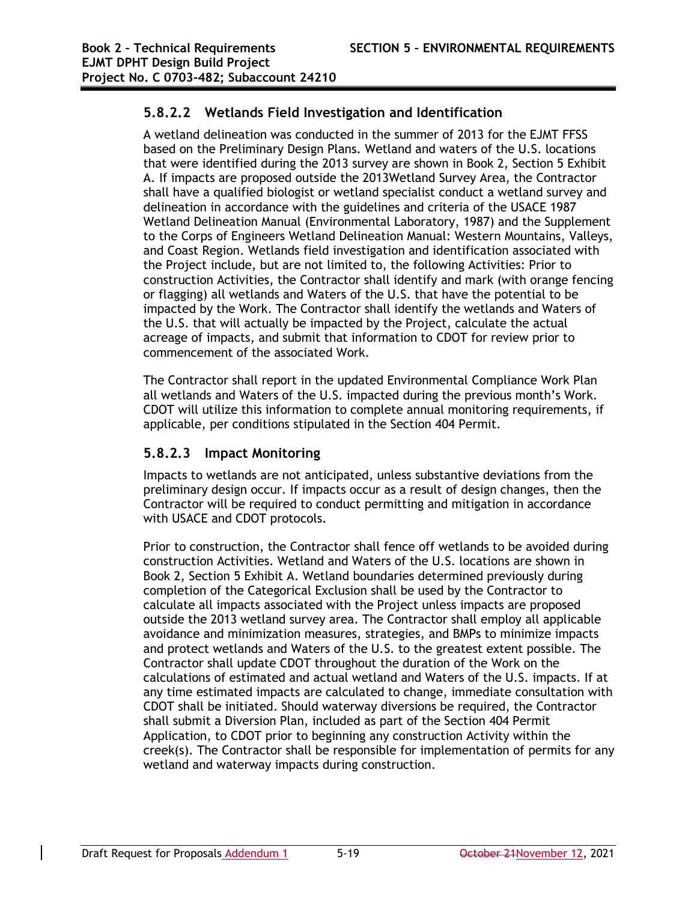### 5.8.2.2 Wetlands Field Investigation and Identification

A wetland delineation was conducted in the summer of 2013 for the EJMT FFSS based on the Preliminary Design Plans. Wetland and waters of the U.S. locations that were identified during the 2013 survey are shown in Book 2, Section 5 Exhibit A. If impacts are proposed outside the 2013Wetland Survey Area, the Contractor shall have a qualified biologist or wetland specialist conduct a wetland survey and delineation in accordance with the guidelines and criteria of the USACE 1987 Wetland Delineation Manual (Environmental Laboratory, 1987) and the Supplement to the Corps of Engineers Wetland Delineation Manual: Western Mountains, Valleys, and Coast Region. Wetlands field investigation and identification associated with the Project include, but are not limited to, the following Activities: Prior to construction Activities, the Contractor shall identify and mark (with orange fencing or flagging) all wetlands and Waters of the U.S. that have the potential to be impacted by the Work. The Contractor shall identify the wetlands and Waters of the U.S. that will actually be impacted by the Project, calculate the actual acreage of impacts, and submit that information to CDOT for review prior to commencement of the associated Work.

The Contractor shall report in the updated Environmental Compliance Work Plan all wetlands and Waters of the U.S. impacted during the previous month's Work. CDOT will utilize this information to complete annual monitoring requirements, if applicable, per conditions stipulated in the Section 404 Permit.

### 5.8.2.3 Impact Monitoring

Impacts to wetlands are not anticipated, unless substantive deviations from the preliminary design occur. If impacts occur as a result of design changes, then the Contractor will be required to conduct permitting and mitigation in accordance with USACE and CDOT protocols.

Prior to construction, the Contractor shall fence off wetlands to be avoided during construction Activities. Wetland and Waters of the U.S. locations are shown in Book 2, Section 5 Exhibit A. Wetland boundaries determined previously during completion of the Categorical Exclusion shall be used by the Contractor to calculate all impacts associated with the Project unless impacts are proposed outside the 2013 wetland survey area. The Contractor shall employ all applicable avoidance and minimization measures, strategies, and BMPs to minimize impacts and protect wetlands and Waters of the U.S. to the greatest extent possible. The Contractor shall update CDOT throughout the duration of the Work on the calculations of estimated and actual wetland and Waters of the U.S. impacts. If at any time estimated impacts are calculated to change, immediate consultation with CDOT shall be initiated. Should waterway diversions be required, the Contractor shall submit a Diversion Plan, included as part of the Section 404 Permit Application, to CDOT prior to beginning any construction Activity within the creek(s). The Contractor shall be responsible for implementation of permits for any wetland and waterway impacts during construction.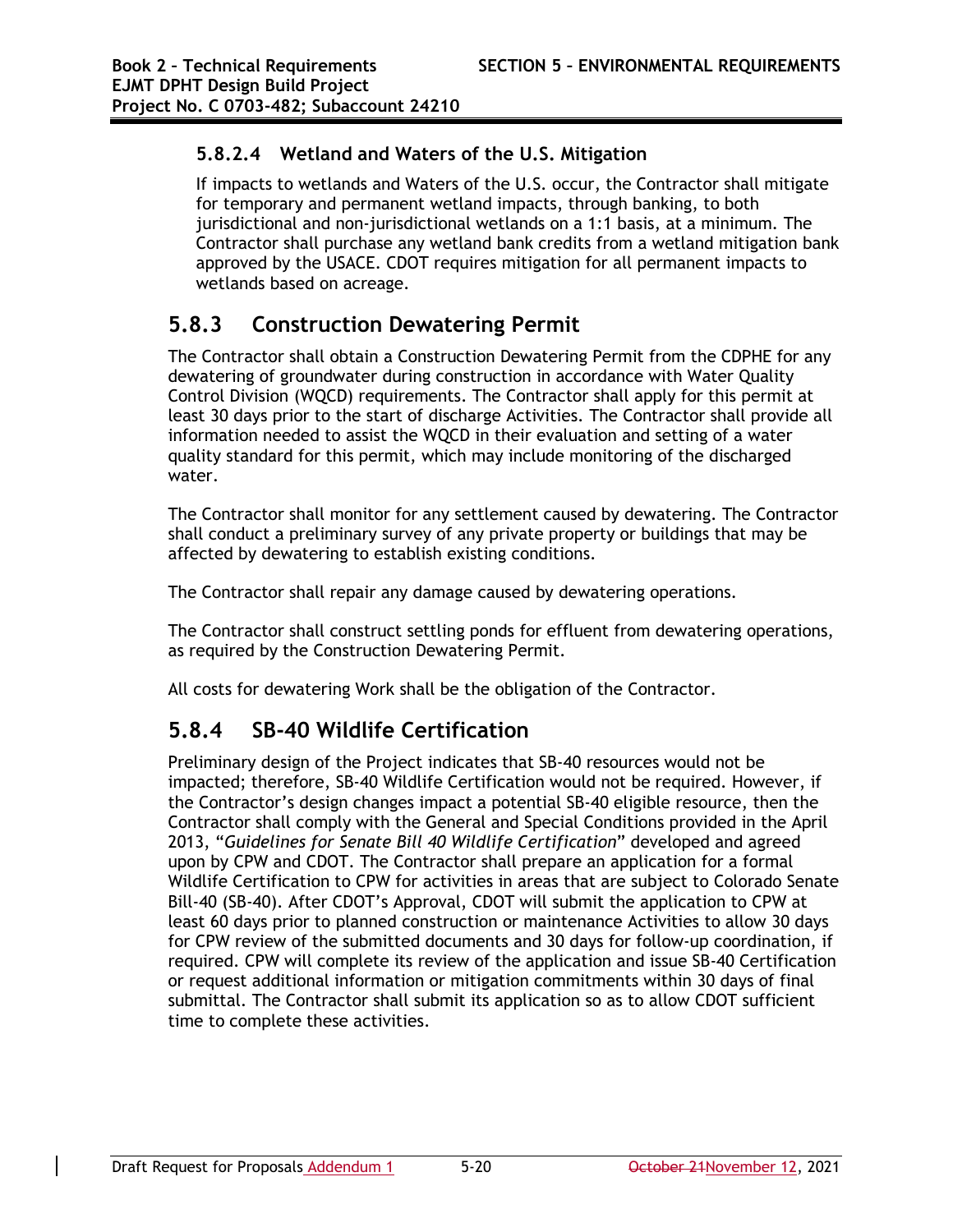#### 5.8.2.4 Wetland and Waters of the U.S. Mitigation

If impacts to wetlands and Waters of the U.S. occur, the Contractor shall mitigate for temporary and permanent wetland impacts, through banking, to both jurisdictional and non-jurisdictional wetlands on a 1:1 basis, at a minimum. The Contractor shall purchase any wetland bank credits from a wetland mitigation bank approved by the USACE. CDOT requires mitigation for all permanent impacts to wetlands based on acreage.

## 5.8.3 Construction Dewatering Permit

The Contractor shall obtain a Construction Dewatering Permit from the CDPHE for any dewatering of groundwater during construction in accordance with Water Quality Control Division (WQCD) requirements. The Contractor shall apply for this permit at least 30 days prior to the start of discharge Activities. The Contractor shall provide all information needed to assist the WQCD in their evaluation and setting of a water quality standard for this permit, which may include monitoring of the discharged water.

The Contractor shall monitor for any settlement caused by dewatering. The Contractor shall conduct a preliminary survey of any private property or buildings that may be affected by dewatering to establish existing conditions.

The Contractor shall repair any damage caused by dewatering operations.

The Contractor shall construct settling ponds for effluent from dewatering operations, as required by the Construction Dewatering Permit.

All costs for dewatering Work shall be the obligation of the Contractor.

## 5.8.4 SB-40 Wildlife Certification

Preliminary design of the Project indicates that SB-40 resources would not be impacted; therefore, SB-40 Wildlife Certification would not be required. However, if the Contractor's design changes impact a potential SB-40 eligible resource, then the Contractor shall comply with the General and Special Conditions provided in the April 2013, "*Guidelines for Senate Bill 40 Wildlife Certification*" developed and agreed upon by CPW and CDOT. The Contractor shall prepare an application for a formal Wildlife Certification to CPW for activities in areas that are subject to Colorado Senate Bill-40 (SB-40). After CDOT's Approval, CDOT will submit the application to CPW at least 60 days prior to planned construction or maintenance Activities to allow 30 days for CPW review of the submitted documents and 30 days for follow-up coordination, if required. CPW will complete its review of the application and issue SB-40 Certification or request additional information or mitigation commitments within 30 days of final submittal. The Contractor shall submit its application so as to allow CDOT sufficient time to complete these activities.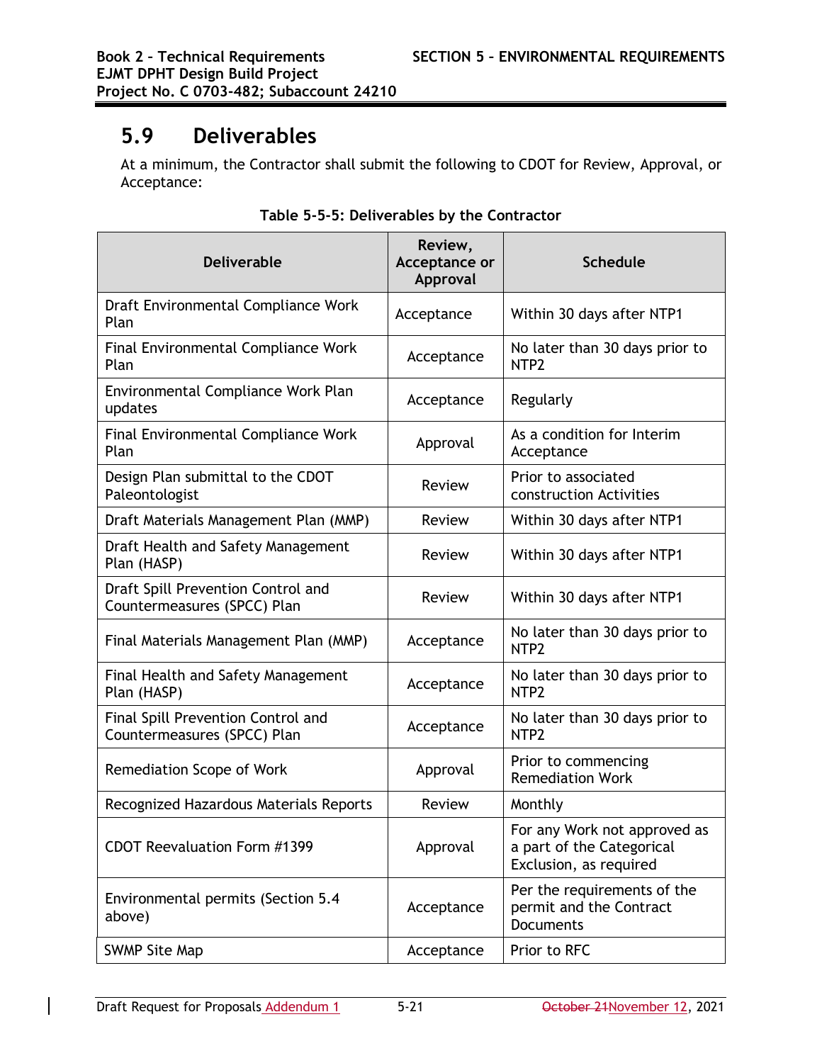## 5.9 Deliverables

At a minimum, the Contractor shall submit the following to CDOT for Review, Approval, or Acceptance:

**Table 5-5-5: Deliverables by the Contractor**

| Deliverable | Review, Acceptance or Approval | Schedule |
|---|---|---|
| Draft Environmental Compliance Work Plan | Acceptance | Within 30 days after NTP1 |
| Final Environmental Compliance Work Plan | Acceptance | No later than 30 days prior to NTP2 |
| Environmental Compliance Work Plan updates | Acceptance | Regularly |
| Final Environmental Compliance Work Plan | Approval | As a condition for Interim Acceptance |
| Design Plan submittal to the CDOT Paleontologist | Review | Prior to associated construction Activities |
| Draft Materials Management Plan (MMP) | Review | Within 30 days after NTP1 |
| Draft Health and Safety Management Plan (HASP) | Review | Within 30 days after NTP1 |
| Draft Spill Prevention Control and Countermeasures (SPCC) Plan | Review | Within 30 days after NTP1 |
| Final Materials Management Plan (MMP) | Acceptance | No later than 30 days prior to NTP2 |
| Final Health and Safety Management Plan (HASP) | Acceptance | No later than 30 days prior to NTP2 |
| Final Spill Prevention Control and Countermeasures (SPCC) Plan | Acceptance | No later than 30 days prior to NTP2 |
| Remediation Scope of Work | Approval | Prior to commencing Remediation Work |
| Recognized Hazardous Materials Reports | Review | Monthly |
| CDOT Reevaluation Form #1399 | Approval | For any Work not approved as a part of the Categorical Exclusion, as required |
| Environmental permits (Section 5.4 above) | Acceptance | Per the requirements of the permit and the Contract Documents |
| SWMP Site Map | Acceptance | Prior to RFC |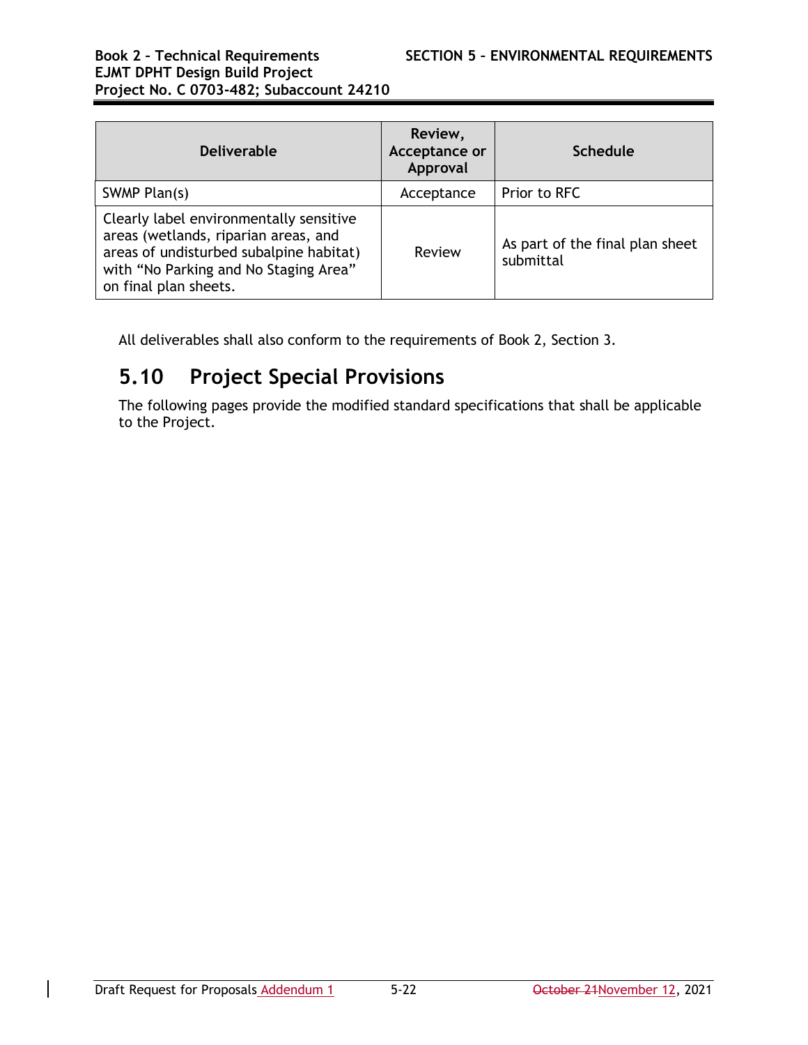| Deliverable | Review, Acceptance or Approval | Schedule |
|---|---|---|
| SWMP Plan(s) | Acceptance | Prior to RFC |
| Clearly label environmentally sensitive areas (wetlands, riparian areas, and areas of undisturbed subalpine habitat) with “No Parking and No Staging Area” on final plan sheets. | Review | As part of the final plan sheet submittal |

All deliverables shall also conform to the requirements of Book 2, Section 3.

## 5.10 Project Special Provisions

The following pages provide the modified standard specifications that shall be applicable to the Project.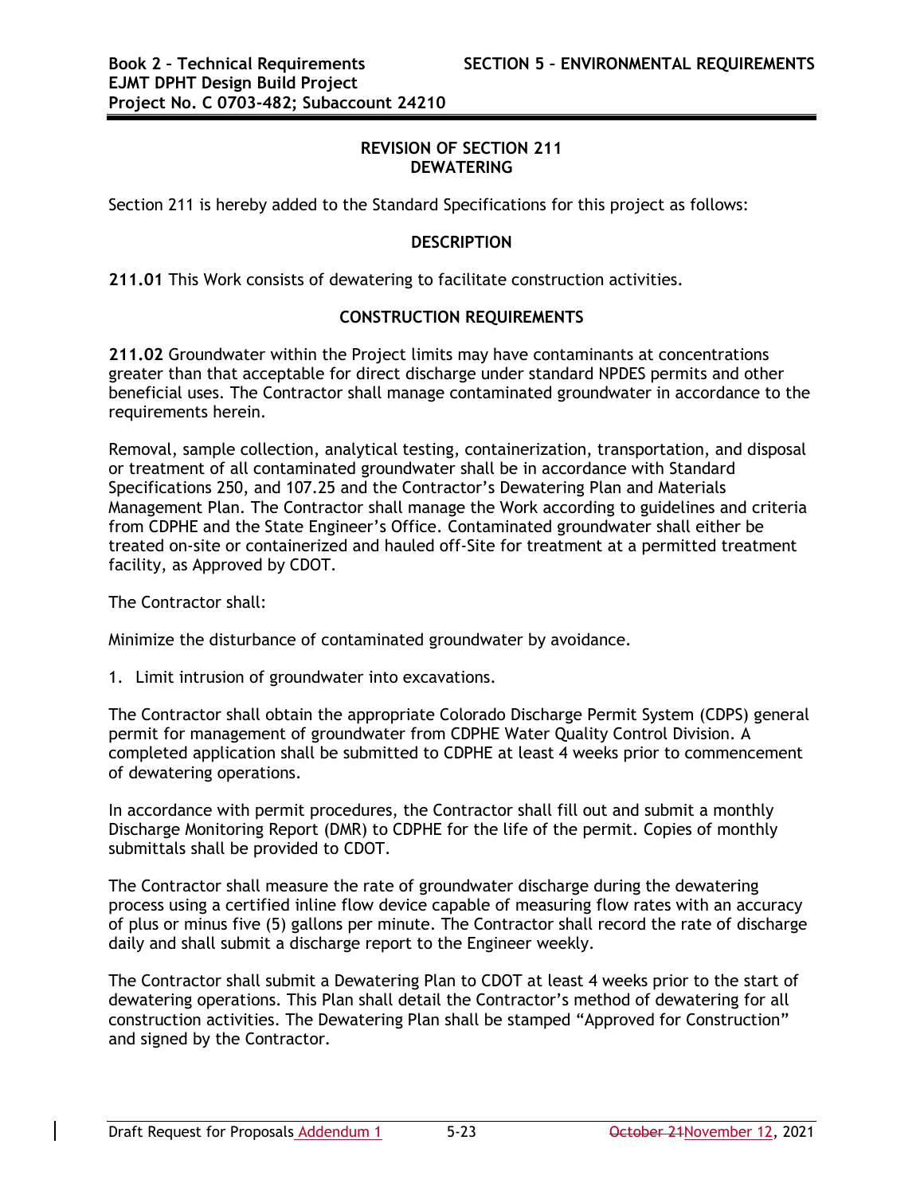## REVISION OF SECTION 211
## DEWATERING

Section 211 is hereby added to the Standard Specifications for this project as follows:

### DESCRIPTION

**211.01** This Work consists of dewatering to facilitate construction activities.

### CONSTRUCTION REQUIREMENTS

**211.02** Groundwater within the Project limits may have contaminants at concentrations greater than that acceptable for direct discharge under standard NPDES permits and other beneficial uses. The Contractor shall manage contaminated groundwater in accordance to the requirements herein.

Removal, sample collection, analytical testing, containerization, transportation, and disposal or treatment of all contaminated groundwater shall be in accordance with Standard Specifications 250, and 107.25 and the Contractor's Dewatering Plan and Materials Management Plan. The Contractor shall manage the Work according to guidelines and criteria from CDPHE and the State Engineer's Office. Contaminated groundwater shall either be treated on-site or containerized and hauled off-Site for treatment at a permitted treatment facility, as Approved by CDOT.

The Contractor shall:

Minimize the disturbance of contaminated groundwater by avoidance.

1. Limit intrusion of groundwater into excavations.

The Contractor shall obtain the appropriate Colorado Discharge Permit System (CDPS) general permit for management of groundwater from CDPHE Water Quality Control Division. A completed application shall be submitted to CDPHE at least 4 weeks prior to commencement of dewatering operations.

In accordance with permit procedures, the Contractor shall fill out and submit a monthly Discharge Monitoring Report (DMR) to CDPHE for the life of the permit. Copies of monthly submittals shall be provided to CDOT.

The Contractor shall measure the rate of groundwater discharge during the dewatering process using a certified inline flow device capable of measuring flow rates with an accuracy of plus or minus five (5) gallons per minute. The Contractor shall record the rate of discharge daily and shall submit a discharge report to the Engineer weekly.

The Contractor shall submit a Dewatering Plan to CDOT at least 4 weeks prior to the start of dewatering operations. This Plan shall detail the Contractor's method of dewatering for all construction activities. The Dewatering Plan shall be stamped "Approved for Construction" and signed by the Contractor.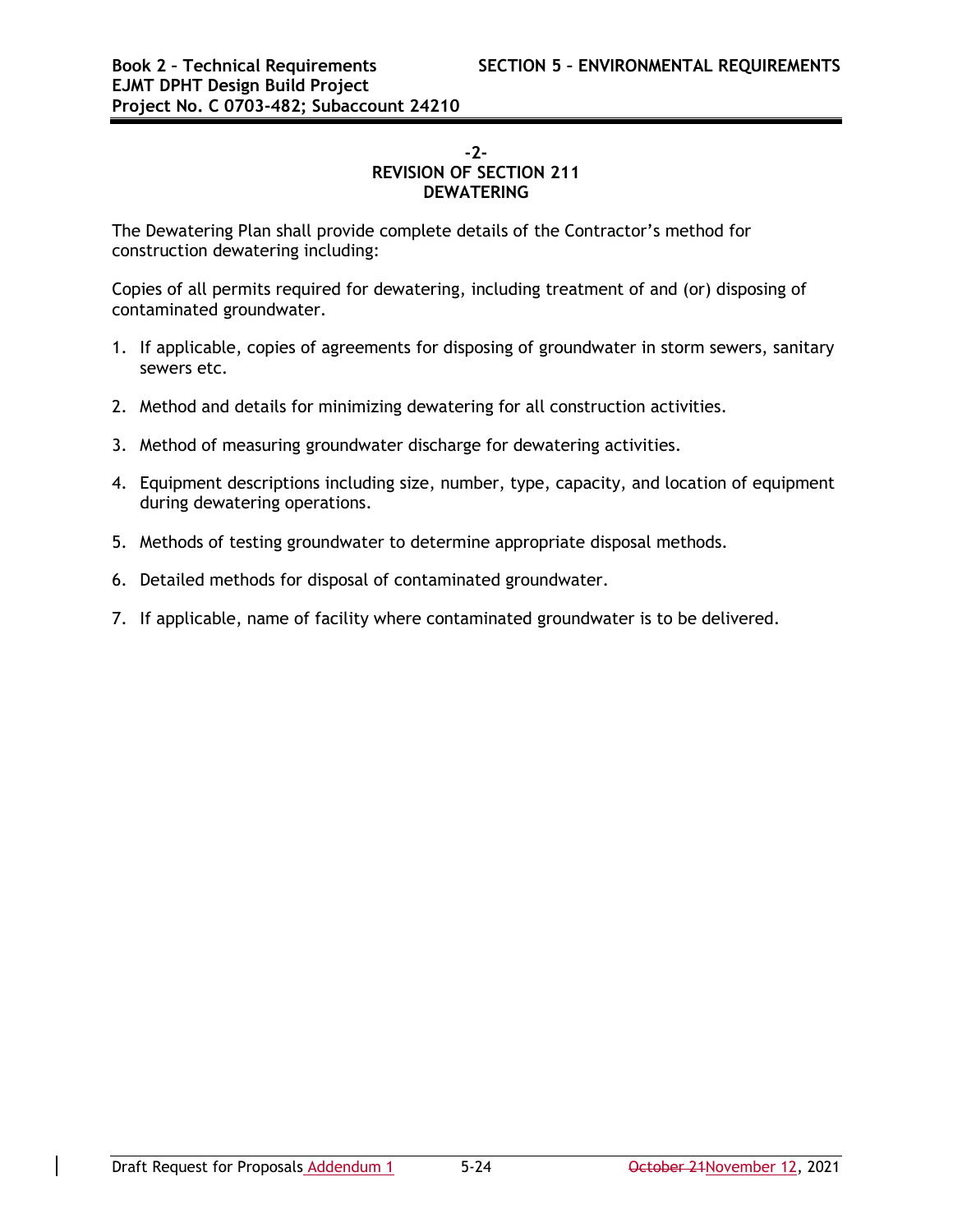**-2-**
**REVISION OF SECTION 211**
**DEWATERING**

The Dewatering Plan shall provide complete details of the Contractor's method for construction dewatering including:

Copies of all permits required for dewatering, including treatment of and (or) disposing of contaminated groundwater.

1. If applicable, copies of agreements for disposing of groundwater in storm sewers, sanitary sewers etc.
2. Method and details for minimizing dewatering for all construction activities.
3. Method of measuring groundwater discharge for dewatering activities.
4. Equipment descriptions including size, number, type, capacity, and location of equipment during dewatering operations.
5. Methods of testing groundwater to determine appropriate disposal methods.
6. Detailed methods for disposal of contaminated groundwater.
7. If applicable, name of facility where contaminated groundwater is to be delivered.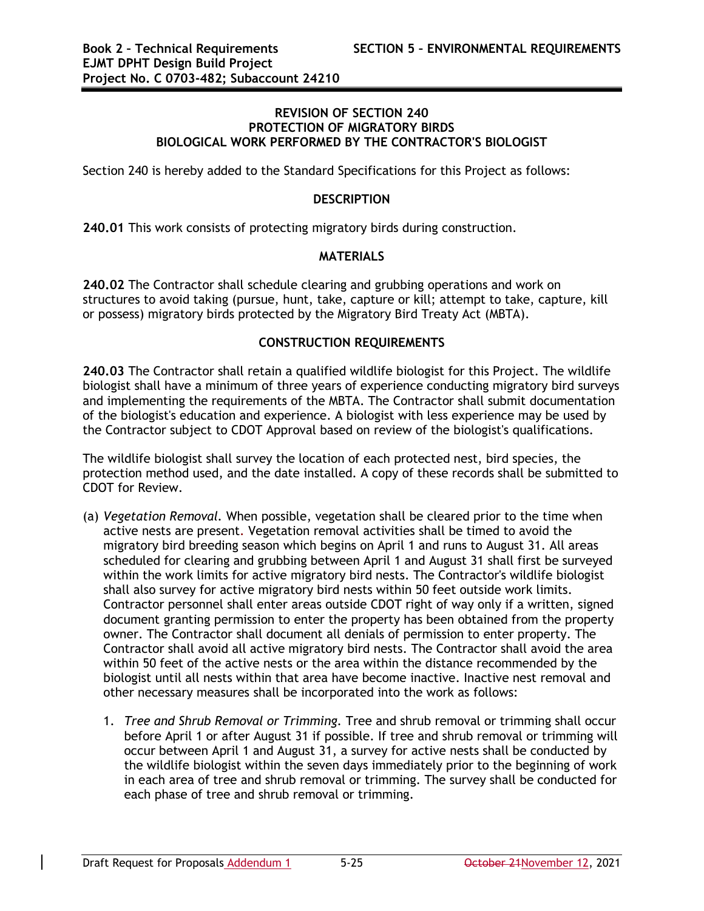**REVISION OF SECTION 240**
**PROTECTION OF MIGRATORY BIRDS**
**BIOLOGICAL WORK PERFORMED BY THE CONTRACTOR'S BIOLOGIST**

Section 240 is hereby added to the Standard Specifications for this Project as follows:

**DESCRIPTION**

**240.01** This work consists of protecting migratory birds during construction.

**MATERIALS**

**240.02** The Contractor shall schedule clearing and grubbing operations and work on structures to avoid taking (pursue, hunt, take, capture or kill; attempt to take, capture, kill or possess) migratory birds protected by the Migratory Bird Treaty Act (MBTA).

**CONSTRUCTION REQUIREMENTS**

**240.03** The Contractor shall retain a qualified wildlife biologist for this Project. The wildlife biologist shall have a minimum of three years of experience conducting migratory bird surveys and implementing the requirements of the MBTA. The Contractor shall submit documentation of the biologist's education and experience. A biologist with less experience may be used by the Contractor subject to CDOT Approval based on review of the biologist's qualifications.

The wildlife biologist shall survey the location of each protected nest, bird species, the protection method used, and the date installed. A copy of these records shall be submitted to CDOT for Review.

(a) *Vegetation Removal.* When possible, vegetation shall be cleared prior to the time when active nests are present. Vegetation removal activities shall be timed to avoid the migratory bird breeding season which begins on April 1 and runs to August 31. All areas scheduled for clearing and grubbing between April 1 and August 31 shall first be surveyed within the work limits for active migratory bird nests. The Contractor's wildlife biologist shall also survey for active migratory bird nests within 50 feet outside work limits. Contractor personnel shall enter areas outside CDOT right of way only if a written, signed document granting permission to enter the property has been obtained from the property owner. The Contractor shall document all denials of permission to enter property. The Contractor shall avoid all active migratory bird nests. The Contractor shall avoid the area within 50 feet of the active nests or the area within the distance recommended by the biologist until all nests within that area have become inactive. Inactive nest removal and other necessary measures shall be incorporated into the work as follows:

   1. *Tree and Shrub Removal or Trimming.* Tree and shrub removal or trimming shall occur before April 1 or after August 31 if possible. If tree and shrub removal or trimming will occur between April 1 and August 31, a survey for active nests shall be conducted by the wildlife biologist within the seven days immediately prior to the beginning of work in each area of tree and shrub removal or trimming. The survey shall be conducted for each phase of tree and shrub removal or trimming.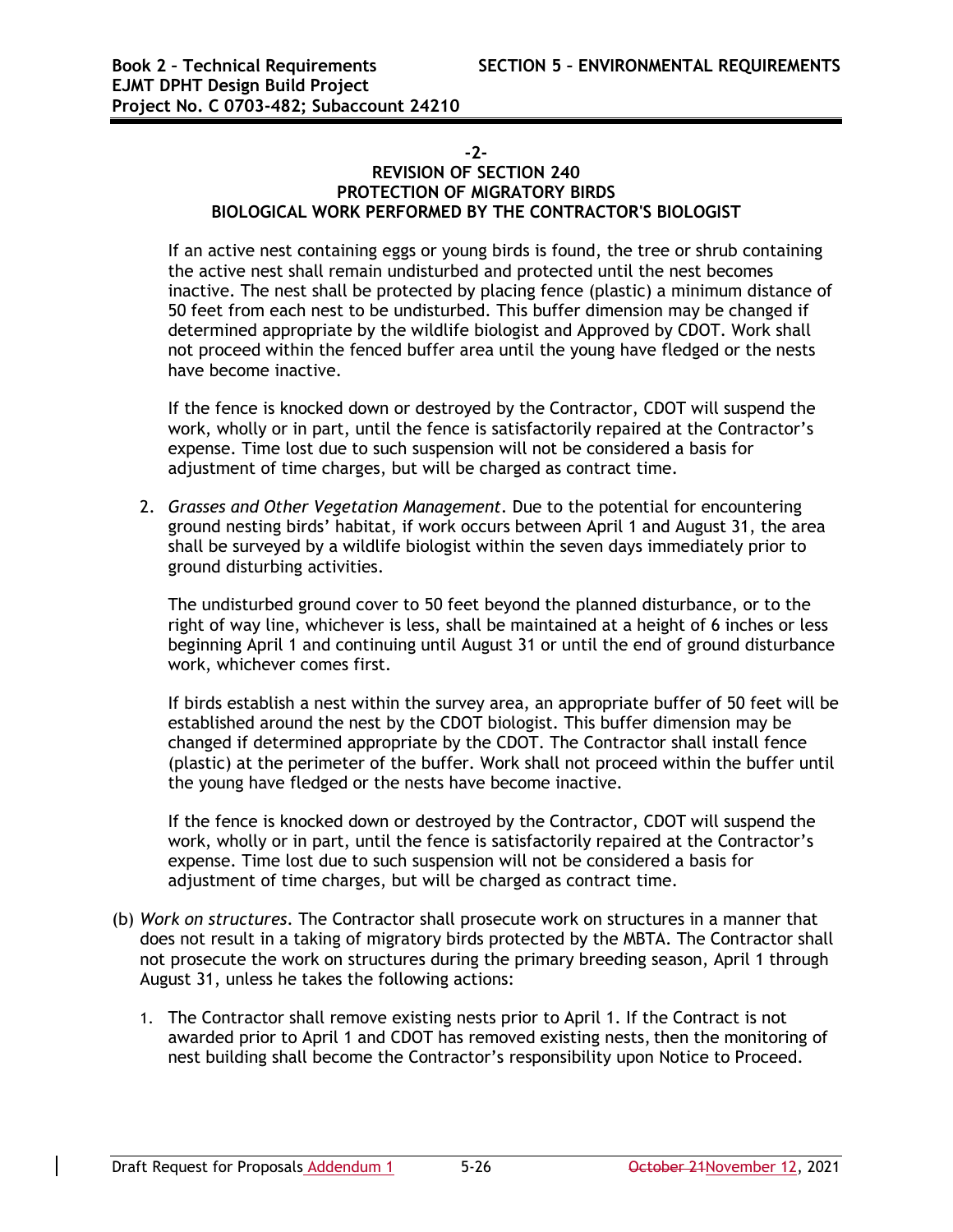**-2-**
**REVISION OF SECTION 240**
**PROTECTION OF MIGRATORY BIRDS**
**BIOLOGICAL WORK PERFORMED BY THE CONTRACTOR'S BIOLOGIST**

If an active nest containing eggs or young birds is found, the tree or shrub containing the active nest shall remain undisturbed and protected until the nest becomes inactive. The nest shall be protected by placing fence (plastic) a minimum distance of 50 feet from each nest to be undisturbed. This buffer dimension may be changed if determined appropriate by the wildlife biologist and Approved by CDOT. Work shall not proceed within the fenced buffer area until the young have fledged or the nests have become inactive.

If the fence is knocked down or destroyed by the Contractor, CDOT will suspend the work, wholly or in part, until the fence is satisfactorily repaired at the Contractor's expense. Time lost due to such suspension will not be considered a basis for adjustment of time charges, but will be charged as contract time.

2. *Grasses and Other Vegetation Management*. Due to the potential for encountering ground nesting birds' habitat, if work occurs between April 1 and August 31, the area shall be surveyed by a wildlife biologist within the seven days immediately prior to ground disturbing activities.

   The undisturbed ground cover to 50 feet beyond the planned disturbance, or to the right of way line, whichever is less, shall be maintained at a height of 6 inches or less beginning April 1 and continuing until August 31 or until the end of ground disturbance work, whichever comes first.

   If birds establish a nest within the survey area, an appropriate buffer of 50 feet will be established around the nest by the CDOT biologist. This buffer dimension may be changed if determined appropriate by the CDOT. The Contractor shall install fence (plastic) at the perimeter of the buffer. Work shall not proceed within the buffer until the young have fledged or the nests have become inactive.

   If the fence is knocked down or destroyed by the Contractor, CDOT will suspend the work, wholly or in part, until the fence is satisfactorily repaired at the Contractor's expense. Time lost due to such suspension will not be considered a basis for adjustment of time charges, but will be charged as contract time.

(b) *Work on structures*. The Contractor shall prosecute work on structures in a manner that does not result in a taking of migratory birds protected by the MBTA. The Contractor shall not prosecute the work on structures during the primary breeding season, April 1 through August 31, unless he takes the following actions:

1. The Contractor shall remove existing nests prior to April 1. If the Contract is not awarded prior to April 1 and CDOT has removed existing nests, then the monitoring of nest building shall become the Contractor's responsibility upon Notice to Proceed.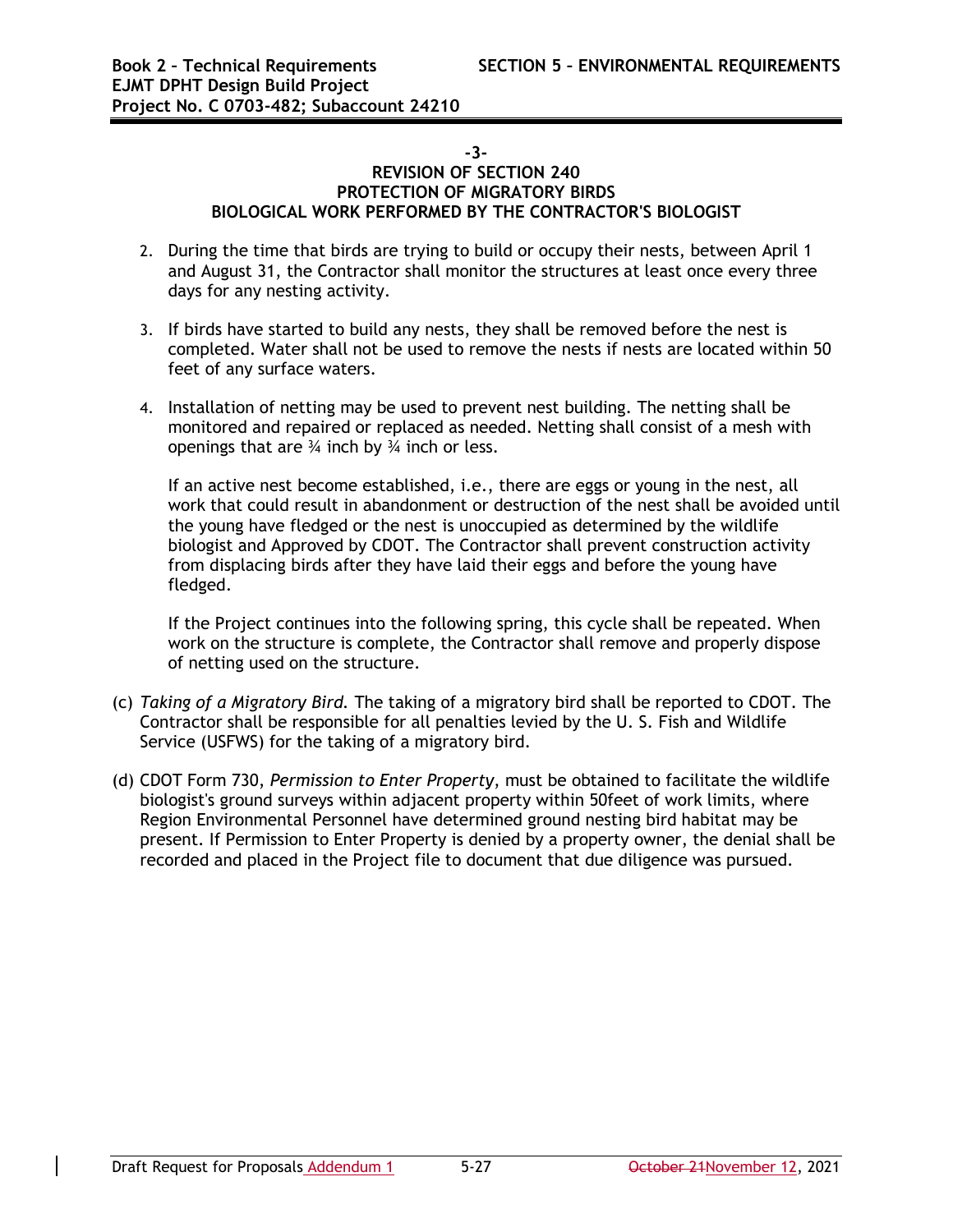-3-

**REVISION OF SECTION 240**
**PROTECTION OF MIGRATORY BIRDS**
**BIOLOGICAL WORK PERFORMED BY THE CONTRACTOR'S BIOLOGIST**

2. During the time that birds are trying to build or occupy their nests, between April 1 and August 31, the Contractor shall monitor the structures at least once every three days for any nesting activity.

3. If birds have started to build any nests, they shall be removed before the nest is completed. Water shall not be used to remove the nests if nests are located within 50 feet of any surface waters.

4. Installation of netting may be used to prevent nest building. The netting shall be monitored and repaired or replaced as needed. Netting shall consist of a mesh with openings that are ¾ inch by ¾ inch or less.

   If an active nest become established, i.e., there are eggs or young in the nest, all work that could result in abandonment or destruction of the nest shall be avoided until the young have fledged or the nest is unoccupied as determined by the wildlife biologist and Approved by CDOT. The Contractor shall prevent construction activity from displacing birds after they have laid their eggs and before the young have fledged.

   If the Project continues into the following spring, this cycle shall be repeated. When work on the structure is complete, the Contractor shall remove and properly dispose of netting used on the structure.

(c) *Taking of a Migratory Bird.* The taking of a migratory bird shall be reported to CDOT. The Contractor shall be responsible for all penalties levied by the U. S. Fish and Wildlife Service (USFWS) for the taking of a migratory bird.

(d) CDOT Form 730, *Permission to Enter Property*, must be obtained to facilitate the wildlife biologist's ground surveys within adjacent property within 50feet of work limits, where Region Environmental Personnel have determined ground nesting bird habitat may be present. If Permission to Enter Property is denied by a property owner, the denial shall be recorded and placed in the Project file to document that due diligence was pursued.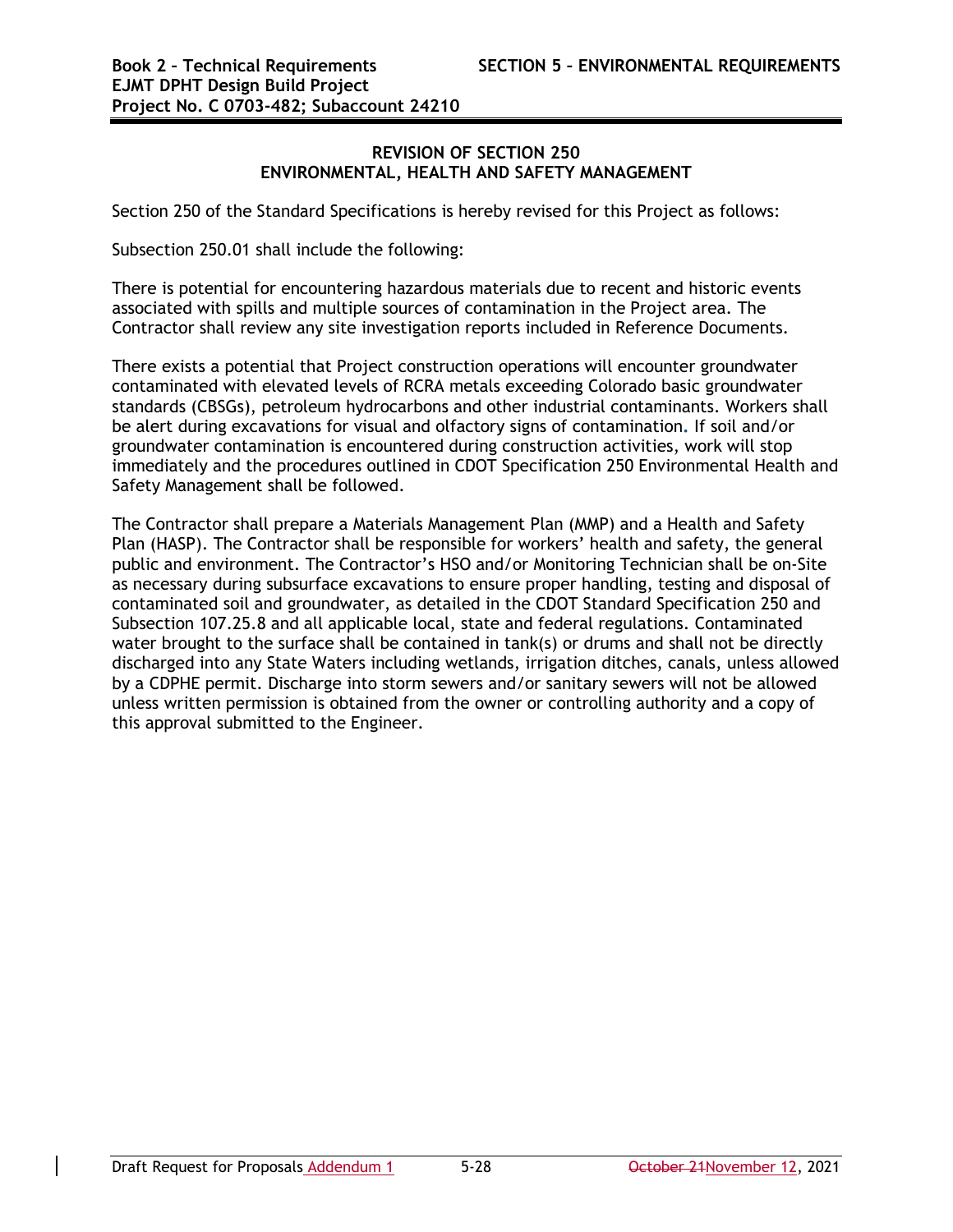## REVISION OF SECTION 250
## ENVIRONMENTAL, HEALTH AND SAFETY MANAGEMENT

Section 250 of the Standard Specifications is hereby revised for this Project as follows:

Subsection 250.01 shall include the following:

There is potential for encountering hazardous materials due to recent and historic events associated with spills and multiple sources of contamination in the Project area. The Contractor shall review any site investigation reports included in Reference Documents.

There exists a potential that Project construction operations will encounter groundwater contaminated with elevated levels of RCRA metals exceeding Colorado basic groundwater standards (CBSGs), petroleum hydrocarbons and other industrial contaminants. Workers shall be alert during excavations for visual and olfactory signs of contamination. If soil and/or groundwater contamination is encountered during construction activities, work will stop immediately and the procedures outlined in CDOT Specification 250 Environmental Health and Safety Management shall be followed.

The Contractor shall prepare a Materials Management Plan (MMP) and a Health and Safety Plan (HASP). The Contractor shall be responsible for workers' health and safety, the general public and environment. The Contractor's HSO and/or Monitoring Technician shall be on-Site as necessary during subsurface excavations to ensure proper handling, testing and disposal of contaminated soil and groundwater, as detailed in the CDOT Standard Specification 250 and Subsection 107.25.8 and all applicable local, state and federal regulations. Contaminated water brought to the surface shall be contained in tank(s) or drums and shall not be directly discharged into any State Waters including wetlands, irrigation ditches, canals, unless allowed by a CDPHE permit. Discharge into storm sewers and/or sanitary sewers will not be allowed unless written permission is obtained from the owner or controlling authority and a copy of this approval submitted to the Engineer.